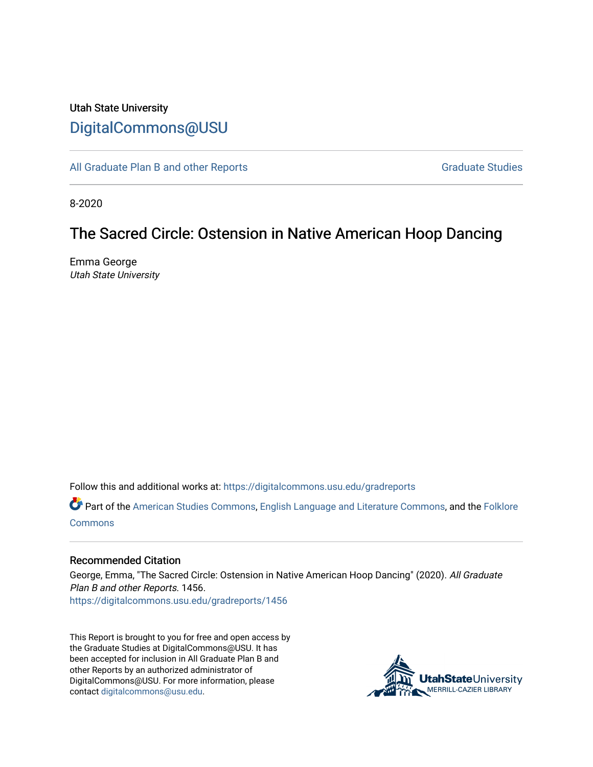Utah State University

DigitalCommons@USU

All Graduate Plan B and other Reports

Graduate Studies

8-2020

# The Sacred Circle: Ostension in Native American Hoop Dancing

Emma George
*Utah State University*

Follow this and additional works at: https://digitalcommons.usu.edu/gradreports

Part of the American Studies Commons, English Language and Literature Commons, and the Folklore Commons

### Recommended Citation

George, Emma, "The Sacred Circle: Ostension in Native American Hoop Dancing" (2020). *All Graduate Plan B and other Reports*. 1456.
https://digitalcommons.usu.edu/gradreports/1456

This Report is brought to you for free and open access by the Graduate Studies at DigitalCommons@USU. It has been accepted for inclusion in All Graduate Plan B and other Reports by an authorized administrator of DigitalCommons@USU. For more information, please contact digitalcommons@usu.edu.

UtahStateUniversity
MERRILL-CAZIER LIBRARY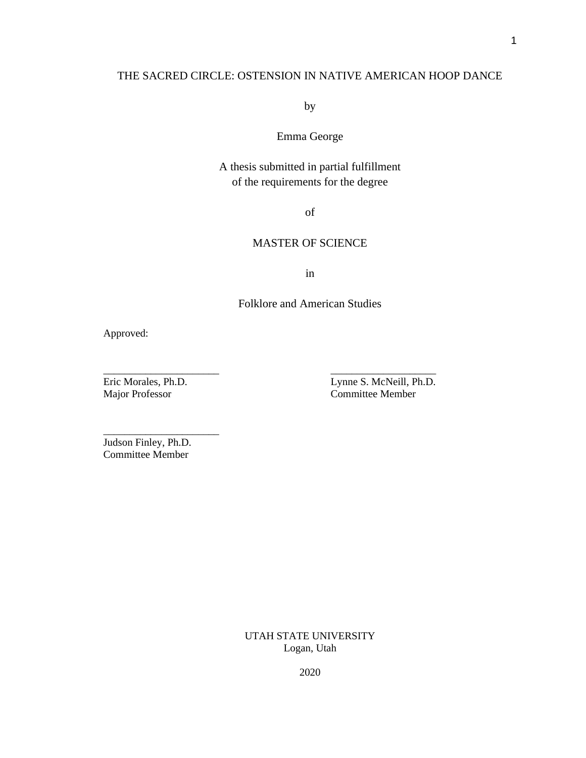THE SACRED CIRCLE: OSTENSION IN NATIVE AMERICAN HOOP DANCE

by

Emma George

A thesis submitted in partial fulfillment
of the requirements for the degree

of

MASTER OF SCIENCE

in

Folklore and American Studies

Approved:

______________________
Eric Morales, Ph.D.
Major Professor

______________________
Lynne S. McNeill, Ph.D.
Committee Member

______________________
Judson Finley, Ph.D.
Committee Member

UTAH STATE UNIVERSITY
Logan, Utah

2020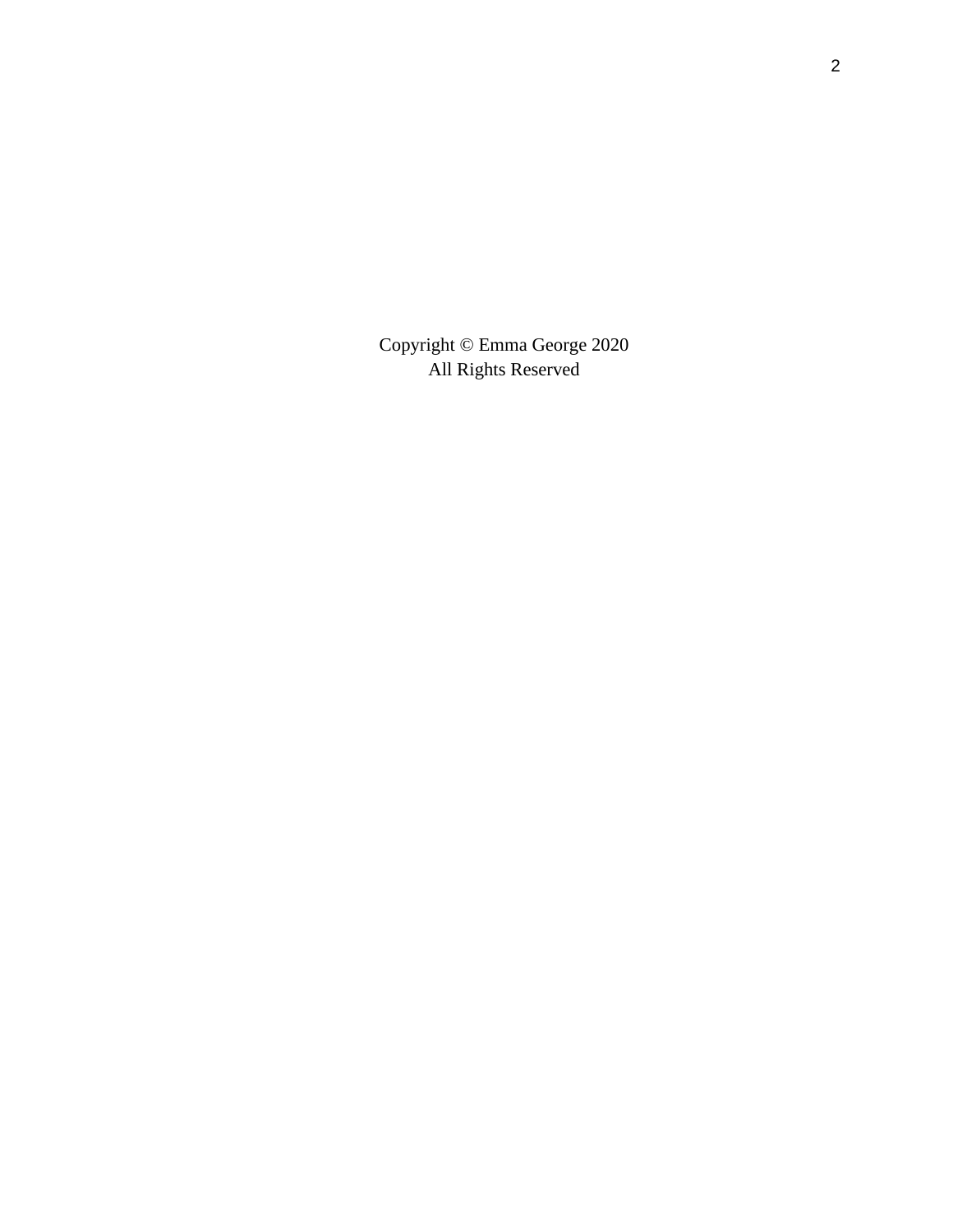Copyright © Emma George 2020
All Rights Reserved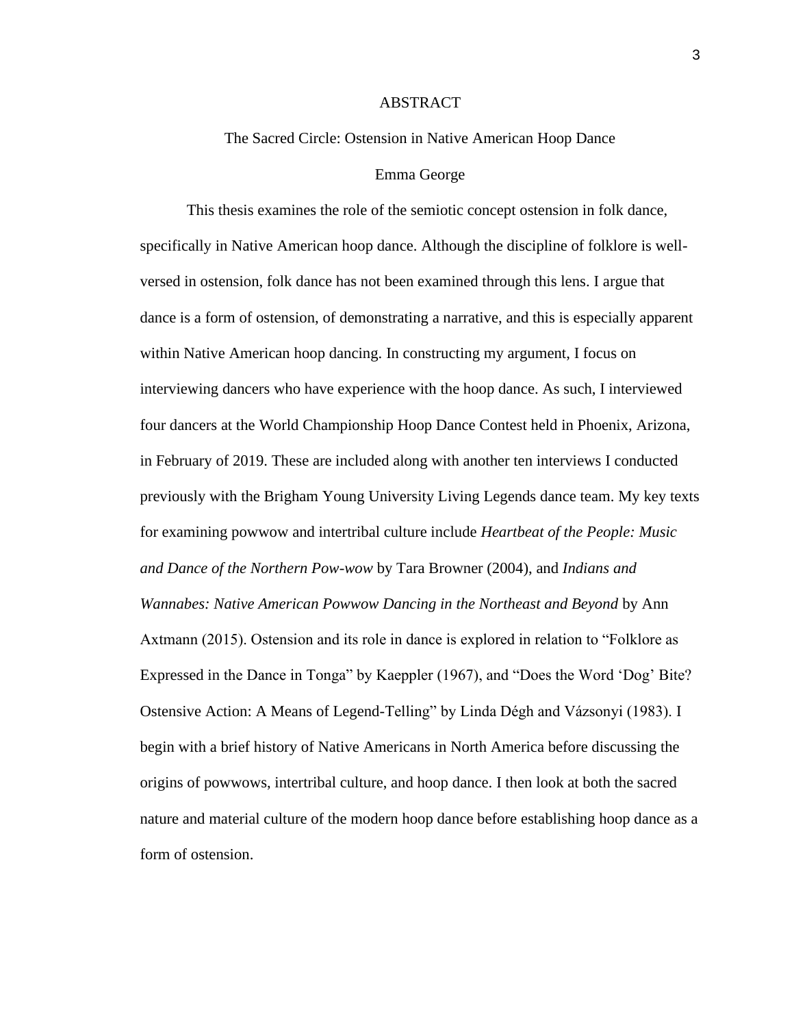# ABSTRACT

## The Sacred Circle: Ostension in Native American Hoop Dance

Emma George

This thesis examines the role of the semiotic concept ostension in folk dance, specifically in Native American hoop dance. Although the discipline of folklore is well-versed in ostension, folk dance has not been examined through this lens. I argue that dance is a form of ostension, of demonstrating a narrative, and this is especially apparent within Native American hoop dancing. In constructing my argument, I focus on interviewing dancers who have experience with the hoop dance. As such, I interviewed four dancers at the World Championship Hoop Dance Contest held in Phoenix, Arizona, in February of 2019. These are included along with another ten interviews I conducted previously with the Brigham Young University Living Legends dance team. My key texts for examining powwow and intertribal culture include *Heartbeat of the People: Music and Dance of the Northern Pow-wow* by Tara Browner (2004), and *Indians and Wannabes: Native American Powwow Dancing in the Northeast and Beyond* by Ann Axtmann (2015). Ostension and its role in dance is explored in relation to "Folklore as Expressed in the Dance in Tonga" by Kaeppler (1967), and "Does the Word 'Dog' Bite? Ostensive Action: A Means of Legend-Telling" by Linda Dégh and Vázsonyi (1983). I begin with a brief history of Native Americans in North America before discussing the origins of powwows, intertribal culture, and hoop dance. I then look at both the sacred nature and material culture of the modern hoop dance before establishing hoop dance as a form of ostension.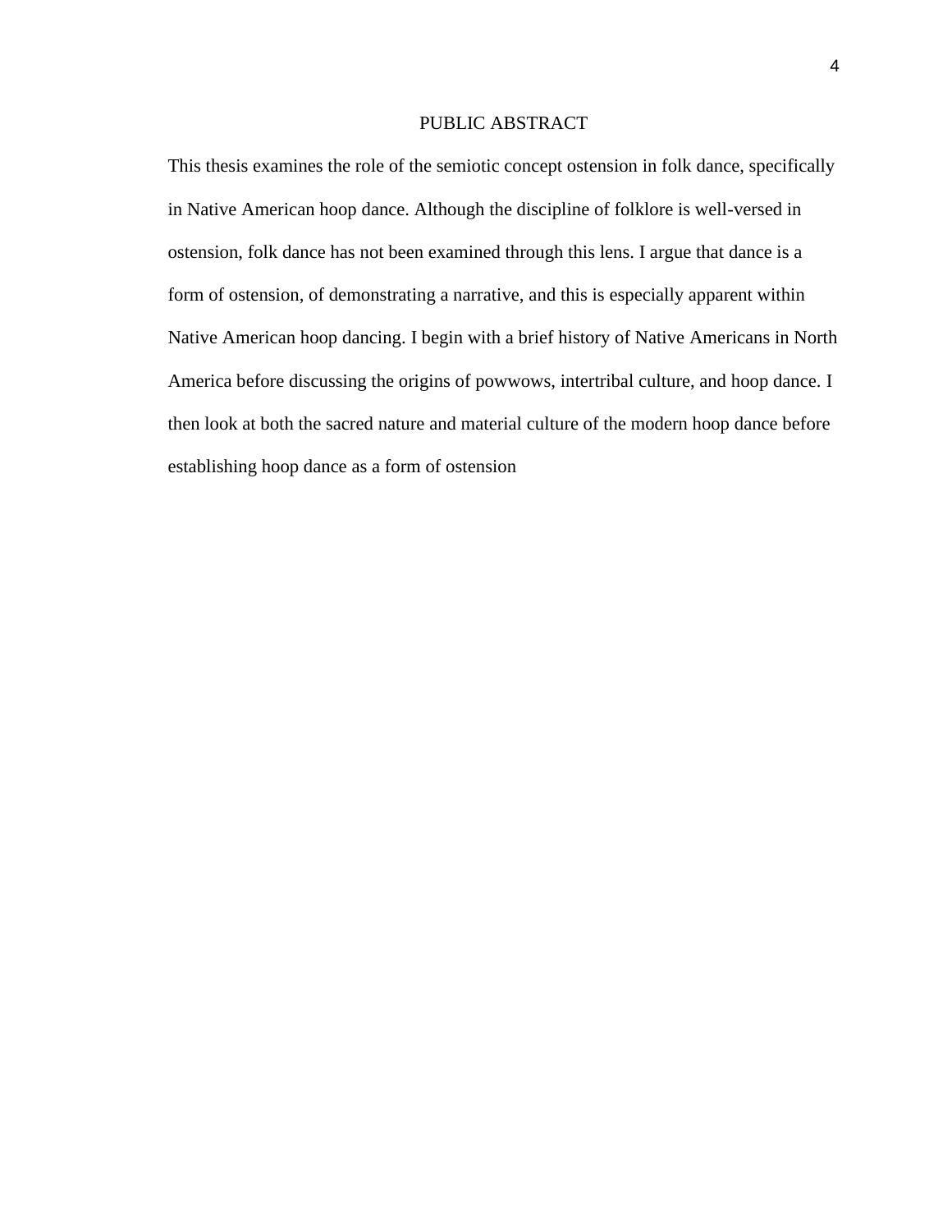# PUBLIC ABSTRACT

This thesis examines the role of the semiotic concept ostension in folk dance, specifically in Native American hoop dance. Although the discipline of folklore is well-versed in ostension, folk dance has not been examined through this lens. I argue that dance is a form of ostension, of demonstrating a narrative, and this is especially apparent within Native American hoop dancing. I begin with a brief history of Native Americans in North America before discussing the origins of powwows, intertribal culture, and hoop dance. I then look at both the sacred nature and material culture of the modern hoop dance before establishing hoop dance as a form of ostension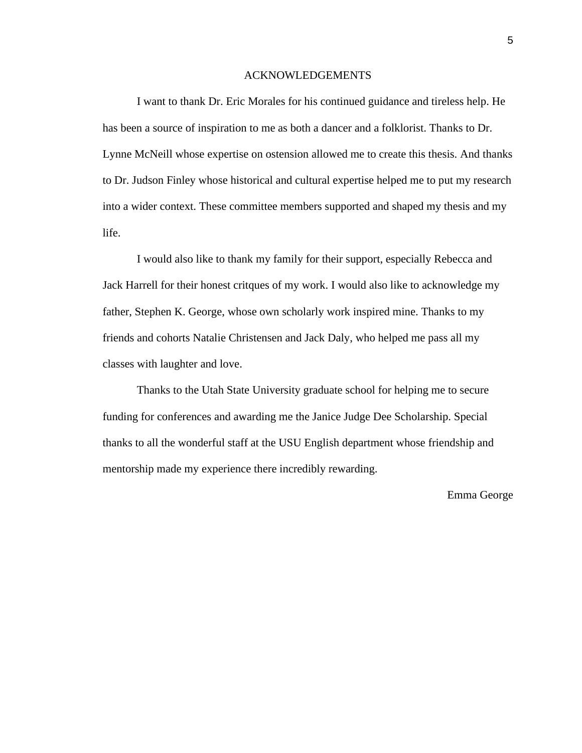# ACKNOWLEDGEMENTS

I want to thank Dr. Eric Morales for his continued guidance and tireless help. He has been a source of inspiration to me as both a dancer and a folklorist. Thanks to Dr. Lynne McNeill whose expertise on ostension allowed me to create this thesis. And thanks to Dr. Judson Finley whose historical and cultural expertise helped me to put my research into a wider context. These committee members supported and shaped my thesis and my life.

I would also like to thank my family for their support, especially Rebecca and Jack Harrell for their honest critques of my work. I would also like to acknowledge my father, Stephen K. George, whose own scholarly work inspired mine. Thanks to my friends and cohorts Natalie Christensen and Jack Daly, who helped me pass all my classes with laughter and love.

Thanks to the Utah State University graduate school for helping me to secure funding for conferences and awarding me the Janice Judge Dee Scholarship. Special thanks to all the wonderful staff at the USU English department whose friendship and mentorship made my experience there incredibly rewarding.

Emma George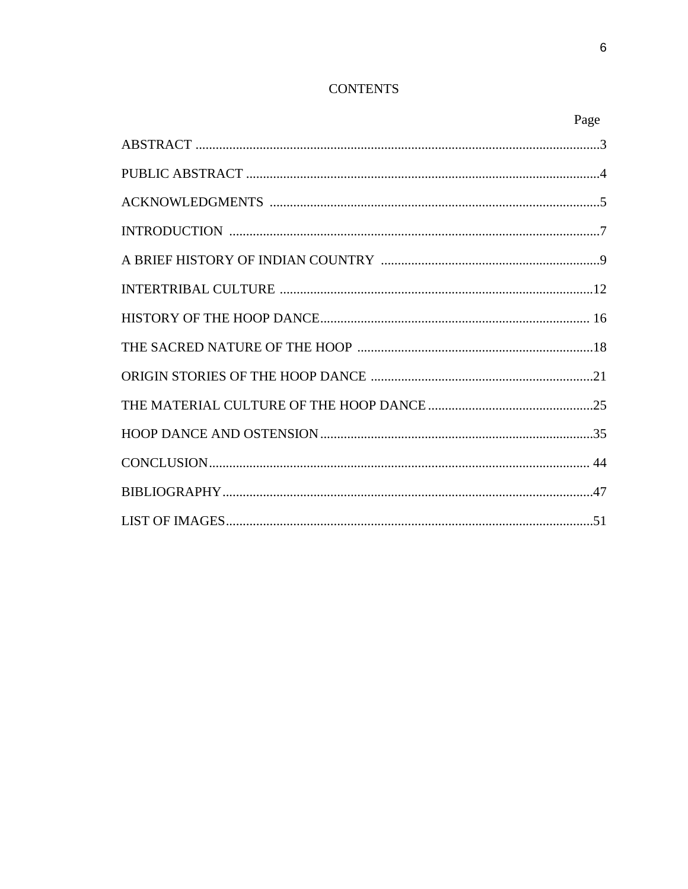# CONTENTS

| | Page |
|---|---|
| ABSTRACT | 3 |
| PUBLIC ABSTRACT | 4 |
| ACKNOWLEDGMENTS | 5 |
| INTRODUCTION | 7 |
| A BRIEF HISTORY OF INDIAN COUNTRY | 9 |
| INTERTRIBAL CULTURE | 12 |
| HISTORY OF THE HOOP DANCE | 16 |
| THE SACRED NATURE OF THE HOOP | 18 |
| ORIGIN STORIES OF THE HOOP DANCE | 21 |
| THE MATERIAL CULTURE OF THE HOOP DANCE | 25 |
| HOOP DANCE AND OSTENSION | 35 |
| CONCLUSION | 44 |
| BIBLIOGRAPHY | 47 |
| LIST OF IMAGES | 51 |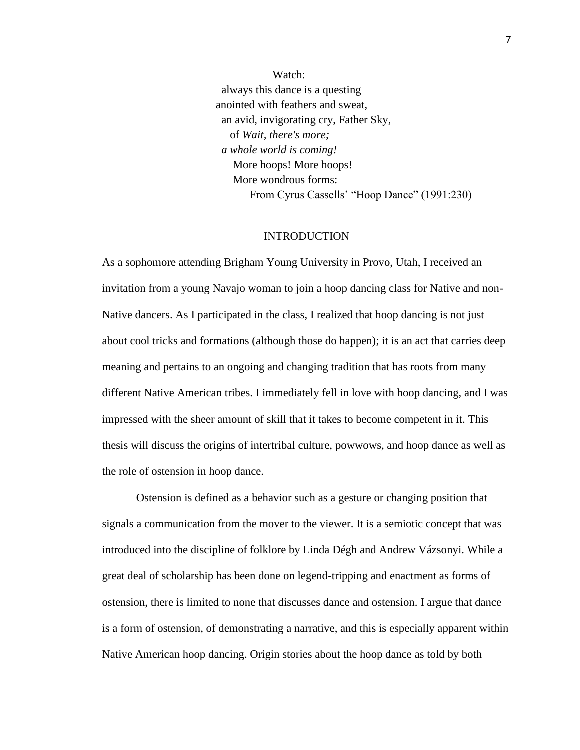Watch:  
always this dance is a questing  
anointed with feathers and sweat,  
an avid, invigorating cry, Father Sky,  
of *Wait, there's more;*  
*a whole world is coming!*  
More hoops! More hoops!  
More wondrous forms:  
From Cyrus Cassells' "Hoop Dance" (1991:230)

# INTRODUCTION

As a sophomore attending Brigham Young University in Provo, Utah, I received an invitation from a young Navajo woman to join a hoop dancing class for Native and non-Native dancers. As I participated in the class, I realized that hoop dancing is not just about cool tricks and formations (although those do happen); it is an act that carries deep meaning and pertains to an ongoing and changing tradition that has roots from many different Native American tribes. I immediately fell in love with hoop dancing, and I was impressed with the sheer amount of skill that it takes to become competent in it. This thesis will discuss the origins of intertribal culture, powwows, and hoop dance as well as the role of ostension in hoop dance.

Ostension is defined as a behavior such as a gesture or changing position that signals a communication from the mover to the viewer. It is a semiotic concept that was introduced into the discipline of folklore by Linda Dégh and Andrew Vázsonyi. While a great deal of scholarship has been done on legend-tripping and enactment as forms of ostension, there is limited to none that discusses dance and ostension. I argue that dance is a form of ostension, of demonstrating a narrative, and this is especially apparent within Native American hoop dancing. Origin stories about the hoop dance as told by both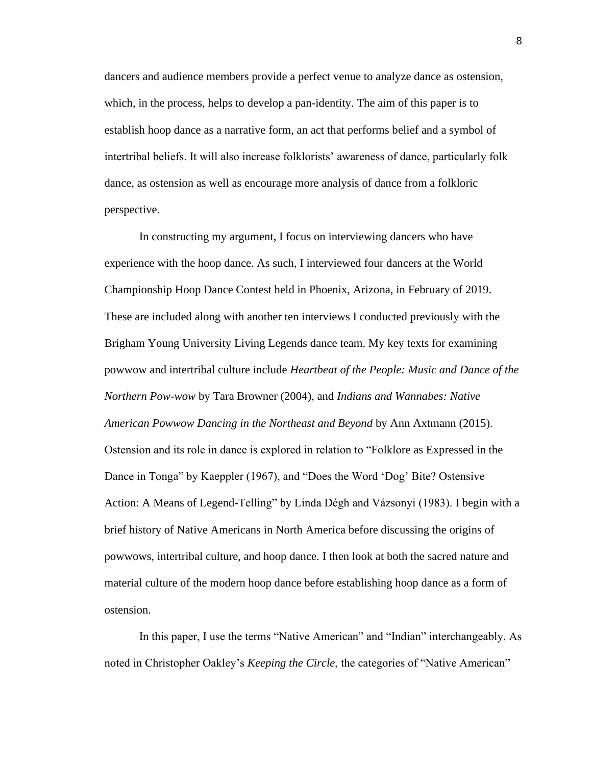dancers and audience members provide a perfect venue to analyze dance as ostension, which, in the process, helps to develop a pan-identity. The aim of this paper is to establish hoop dance as a narrative form, an act that performs belief and a symbol of intertribal beliefs. It will also increase folklorists' awareness of dance, particularly folk dance, as ostension as well as encourage more analysis of dance from a folkloric perspective.

In constructing my argument, I focus on interviewing dancers who have experience with the hoop dance. As such, I interviewed four dancers at the World Championship Hoop Dance Contest held in Phoenix, Arizona, in February of 2019. These are included along with another ten interviews I conducted previously with the Brigham Young University Living Legends dance team. My key texts for examining powwow and intertribal culture include *Heartbeat of the People: Music and Dance of the Northern Pow-wow* by Tara Browner (2004), and *Indians and Wannabes: Native American Powwow Dancing in the Northeast and Beyond* by Ann Axtmann (2015). Ostension and its role in dance is explored in relation to "Folklore as Expressed in the Dance in Tonga" by Kaeppler (1967), and "Does the Word 'Dog' Bite? Ostensive Action: A Means of Legend-Telling" by Linda Dégh and Vázsonyi (1983). I begin with a brief history of Native Americans in North America before discussing the origins of powwows, intertribal culture, and hoop dance. I then look at both the sacred nature and material culture of the modern hoop dance before establishing hoop dance as a form of ostension.

In this paper, I use the terms "Native American" and "Indian" interchangeably. As noted in Christopher Oakley's *Keeping the Circle*, the categories of "Native American"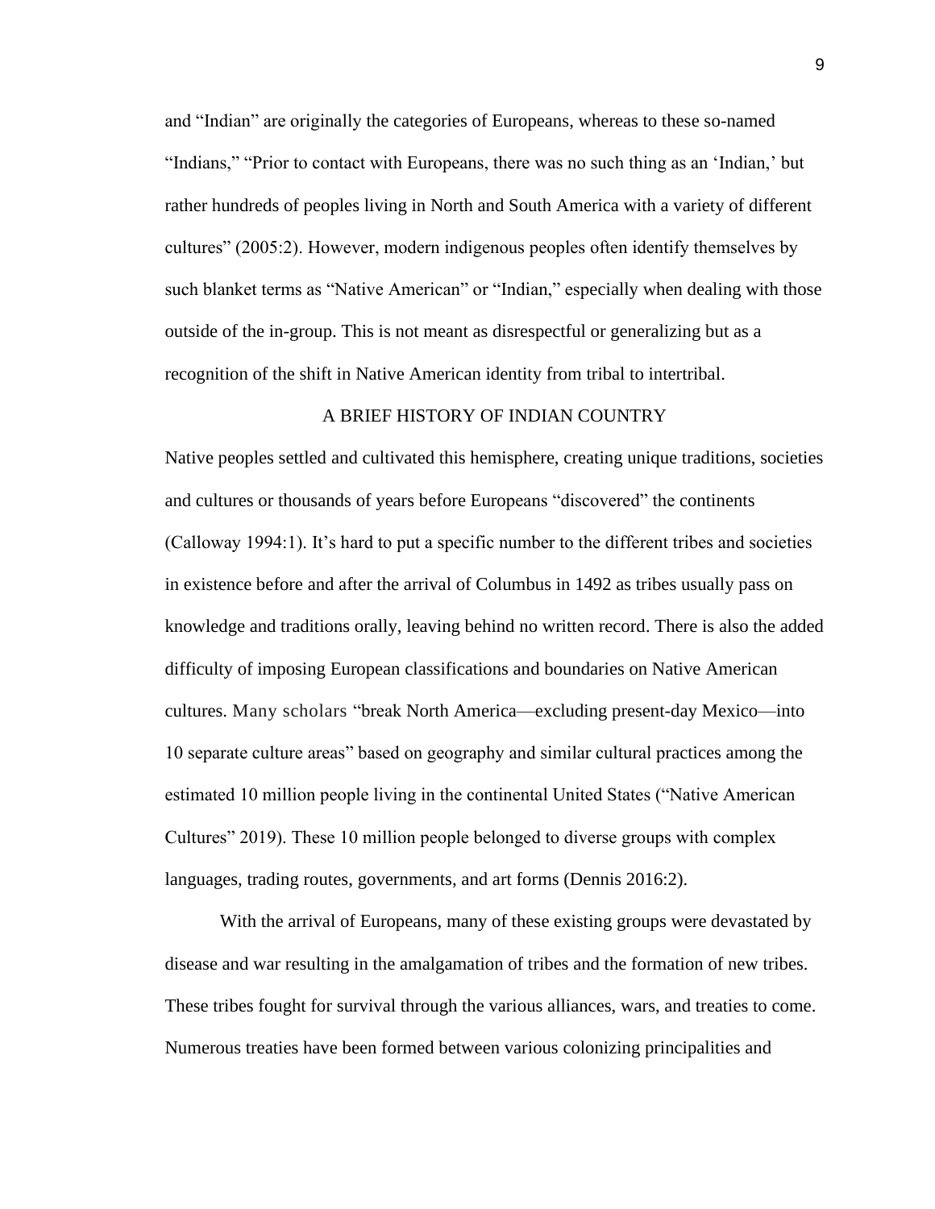and "Indian" are originally the categories of Europeans, whereas to these so-named "Indians," "Prior to contact with Europeans, there was no such thing as an 'Indian,' but rather hundreds of peoples living in North and South America with a variety of different cultures" (2005:2). However, modern indigenous peoples often identify themselves by such blanket terms as "Native American" or "Indian," especially when dealing with those outside of the in-group. This is not meant as disrespectful or generalizing but as a recognition of the shift in Native American identity from tribal to intertribal.

## A BRIEF HISTORY OF INDIAN COUNTRY

Native peoples settled and cultivated this hemisphere, creating unique traditions, societies and cultures or thousands of years before Europeans "discovered" the continents (Calloway 1994:1). It's hard to put a specific number to the different tribes and societies in existence before and after the arrival of Columbus in 1492 as tribes usually pass on knowledge and traditions orally, leaving behind no written record. There is also the added difficulty of imposing European classifications and boundaries on Native American cultures. Many scholars "break North America—excluding present-day Mexico—into 10 separate culture areas" based on geography and similar cultural practices among the estimated 10 million people living in the continental United States ("Native American Cultures" 2019). These 10 million people belonged to diverse groups with complex languages, trading routes, governments, and art forms (Dennis 2016:2).

With the arrival of Europeans, many of these existing groups were devastated by disease and war resulting in the amalgamation of tribes and the formation of new tribes. These tribes fought for survival through the various alliances, wars, and treaties to come. Numerous treaties have been formed between various colonizing principalities and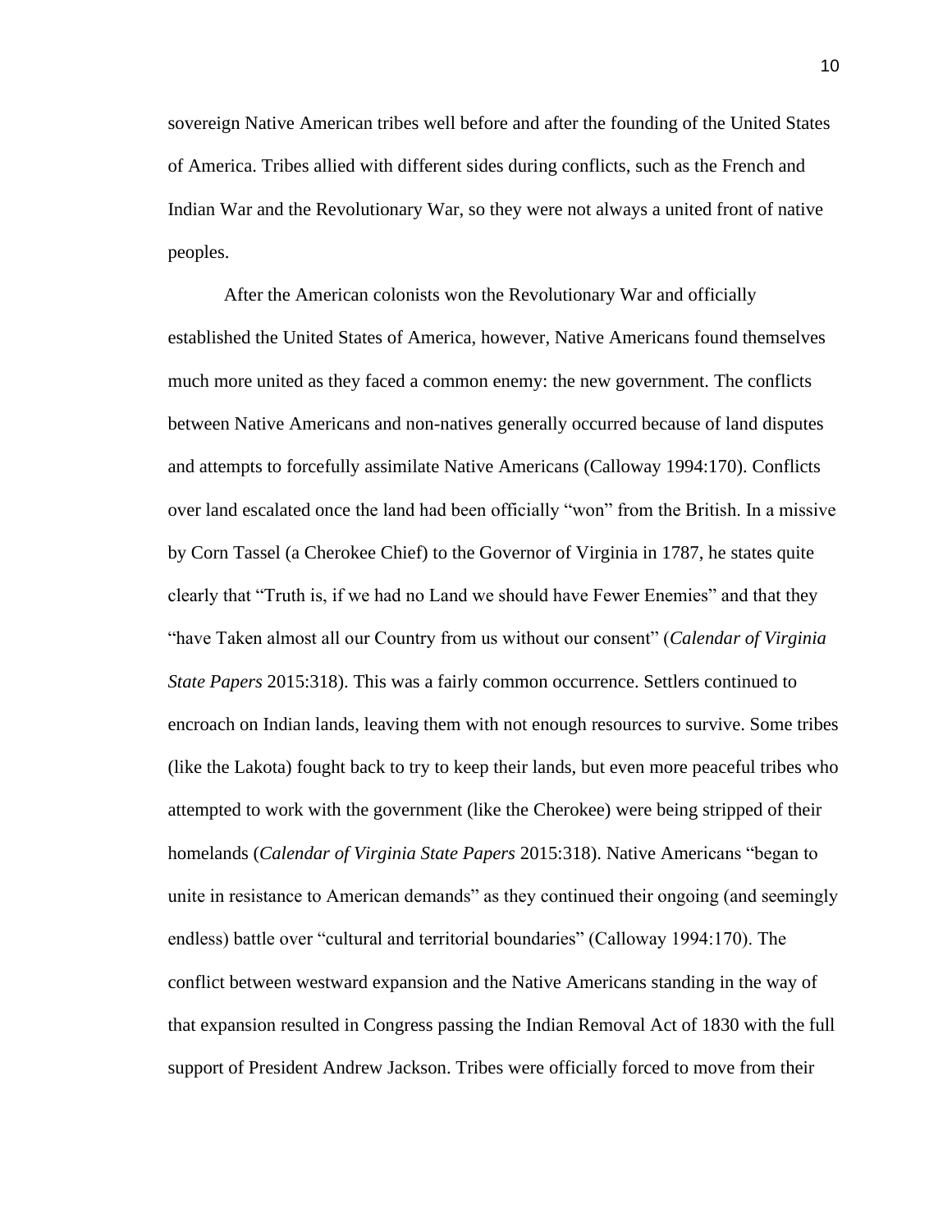sovereign Native American tribes well before and after the founding of the United States of America. Tribes allied with different sides during conflicts, such as the French and Indian War and the Revolutionary War, so they were not always a united front of native peoples.

After the American colonists won the Revolutionary War and officially established the United States of America, however, Native Americans found themselves much more united as they faced a common enemy: the new government. The conflicts between Native Americans and non-natives generally occurred because of land disputes and attempts to forcefully assimilate Native Americans (Calloway 1994:170). Conflicts over land escalated once the land had been officially "won" from the British. In a missive by Corn Tassel (a Cherokee Chief) to the Governor of Virginia in 1787, he states quite clearly that "Truth is, if we had no Land we should have Fewer Enemies" and that they "have Taken almost all our Country from us without our consent" (*Calendar of Virginia State Papers* 2015:318). This was a fairly common occurrence. Settlers continued to encroach on Indian lands, leaving them with not enough resources to survive. Some tribes (like the Lakota) fought back to try to keep their lands, but even more peaceful tribes who attempted to work with the government (like the Cherokee) were being stripped of their homelands (*Calendar of Virginia State Papers* 2015:318). Native Americans "began to unite in resistance to American demands" as they continued their ongoing (and seemingly endless) battle over "cultural and territorial boundaries" (Calloway 1994:170). The conflict between westward expansion and the Native Americans standing in the way of that expansion resulted in Congress passing the Indian Removal Act of 1830 with the full support of President Andrew Jackson. Tribes were officially forced to move from their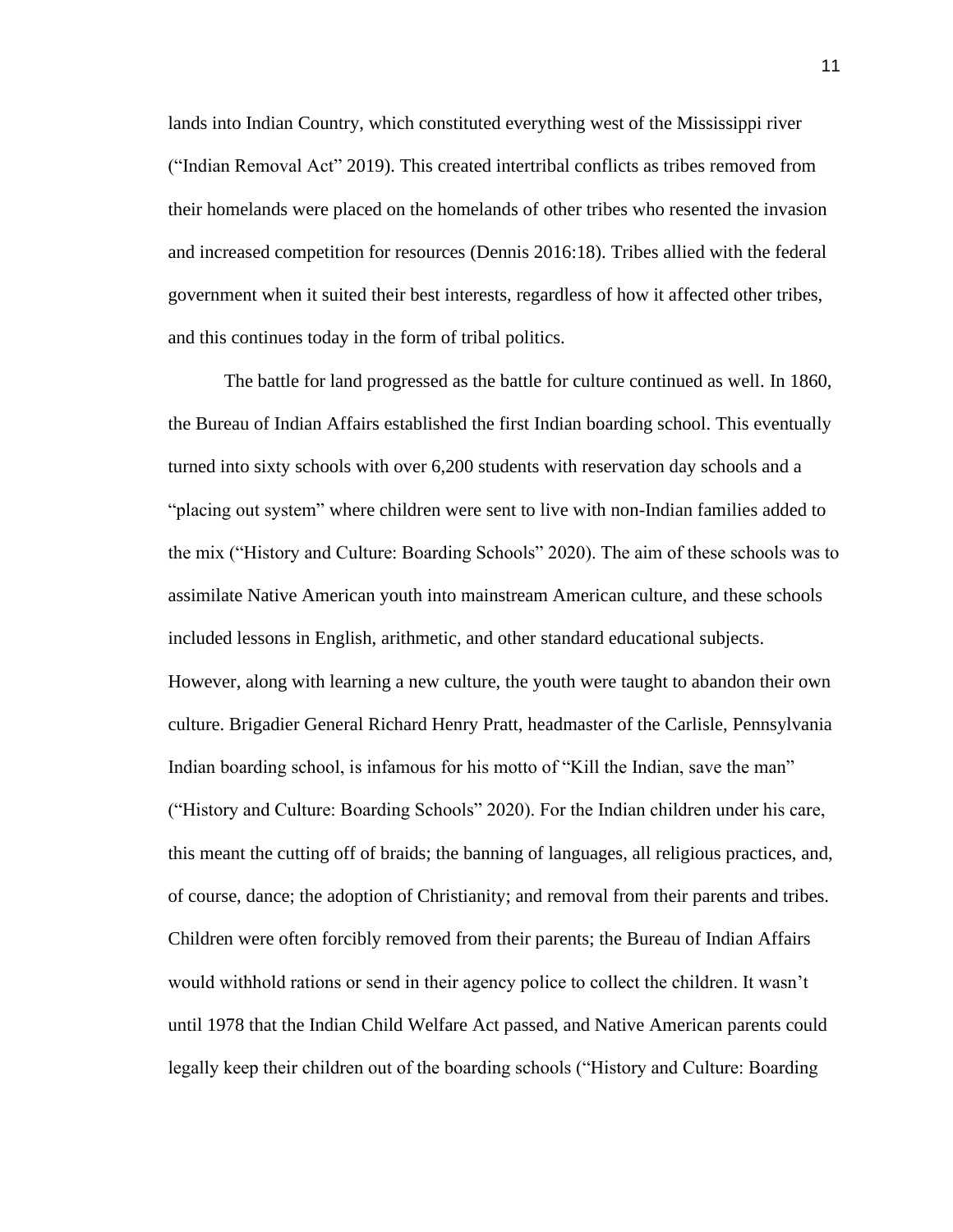lands into Indian Country, which constituted everything west of the Mississippi river ("Indian Removal Act" 2019). This created intertribal conflicts as tribes removed from their homelands were placed on the homelands of other tribes who resented the invasion and increased competition for resources (Dennis 2016:18). Tribes allied with the federal government when it suited their best interests, regardless of how it affected other tribes, and this continues today in the form of tribal politics.

The battle for land progressed as the battle for culture continued as well. In 1860, the Bureau of Indian Affairs established the first Indian boarding school. This eventually turned into sixty schools with over 6,200 students with reservation day schools and a "placing out system" where children were sent to live with non-Indian families added to the mix ("History and Culture: Boarding Schools" 2020). The aim of these schools was to assimilate Native American youth into mainstream American culture, and these schools included lessons in English, arithmetic, and other standard educational subjects. However, along with learning a new culture, the youth were taught to abandon their own culture. Brigadier General Richard Henry Pratt, headmaster of the Carlisle, Pennsylvania Indian boarding school, is infamous for his motto of "Kill the Indian, save the man" ("History and Culture: Boarding Schools" 2020). For the Indian children under his care, this meant the cutting off of braids; the banning of languages, all religious practices, and, of course, dance; the adoption of Christianity; and removal from their parents and tribes. Children were often forcibly removed from their parents; the Bureau of Indian Affairs would withhold rations or send in their agency police to collect the children. It wasn't until 1978 that the Indian Child Welfare Act passed, and Native American parents could legally keep their children out of the boarding schools ("History and Culture: Boarding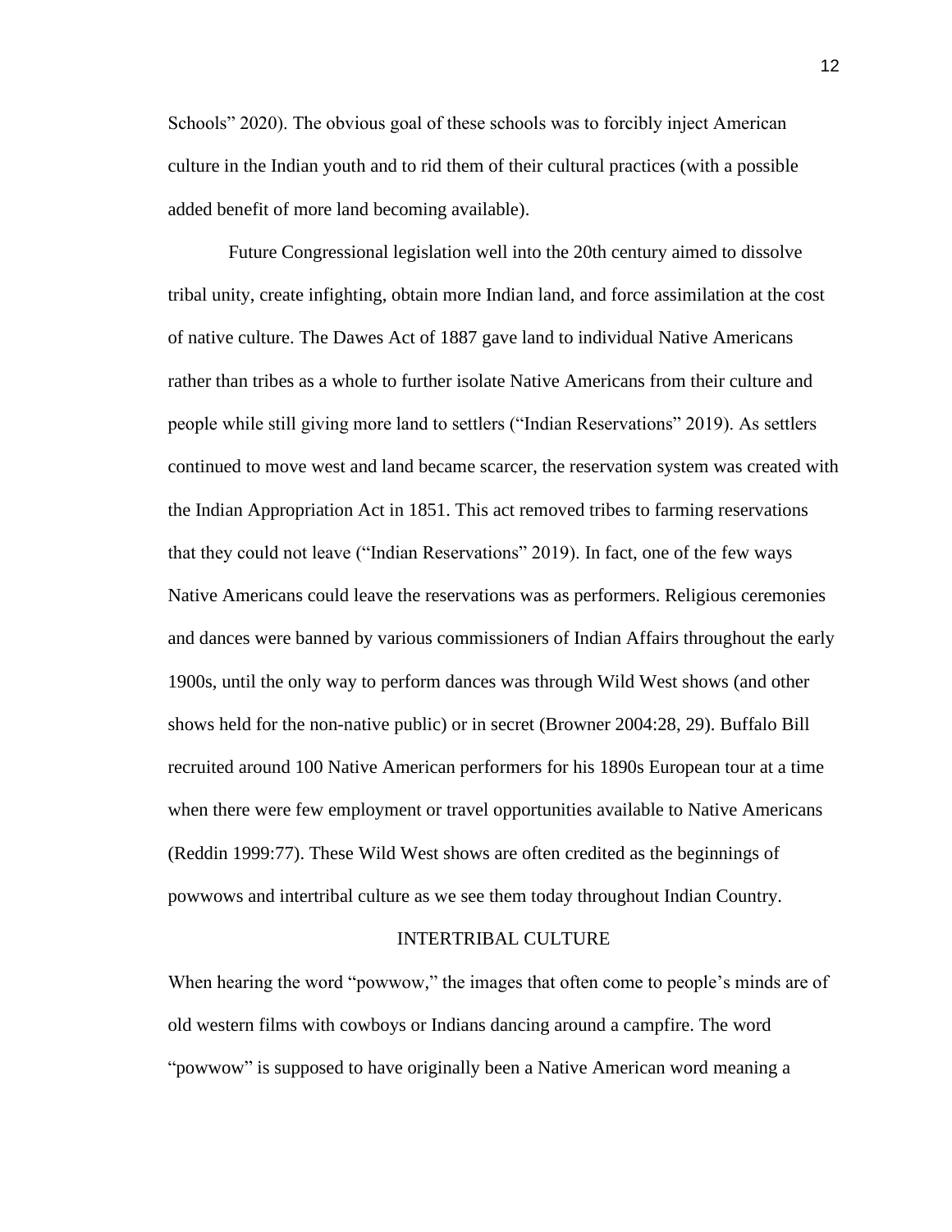Schools" 2020). The obvious goal of these schools was to forcibly inject American culture in the Indian youth and to rid them of their cultural practices (with a possible added benefit of more land becoming available).

Future Congressional legislation well into the 20th century aimed to dissolve tribal unity, create infighting, obtain more Indian land, and force assimilation at the cost of native culture. The Dawes Act of 1887 gave land to individual Native Americans rather than tribes as a whole to further isolate Native Americans from their culture and people while still giving more land to settlers ("Indian Reservations" 2019). As settlers continued to move west and land became scarcer, the reservation system was created with the Indian Appropriation Act in 1851. This act removed tribes to farming reservations that they could not leave ("Indian Reservations" 2019). In fact, one of the few ways Native Americans could leave the reservations was as performers. Religious ceremonies and dances were banned by various commissioners of Indian Affairs throughout the early 1900s, until the only way to perform dances was through Wild West shows (and other shows held for the non-native public) or in secret (Browner 2004:28, 29). Buffalo Bill recruited around 100 Native American performers for his 1890s European tour at a time when there were few employment or travel opportunities available to Native Americans (Reddin 1999:77). These Wild West shows are often credited as the beginnings of powwows and intertribal culture as we see them today throughout Indian Country.

## INTERTRIBAL CULTURE

When hearing the word "powwow," the images that often come to people's minds are of old western films with cowboys or Indians dancing around a campfire. The word "powwow" is supposed to have originally been a Native American word meaning a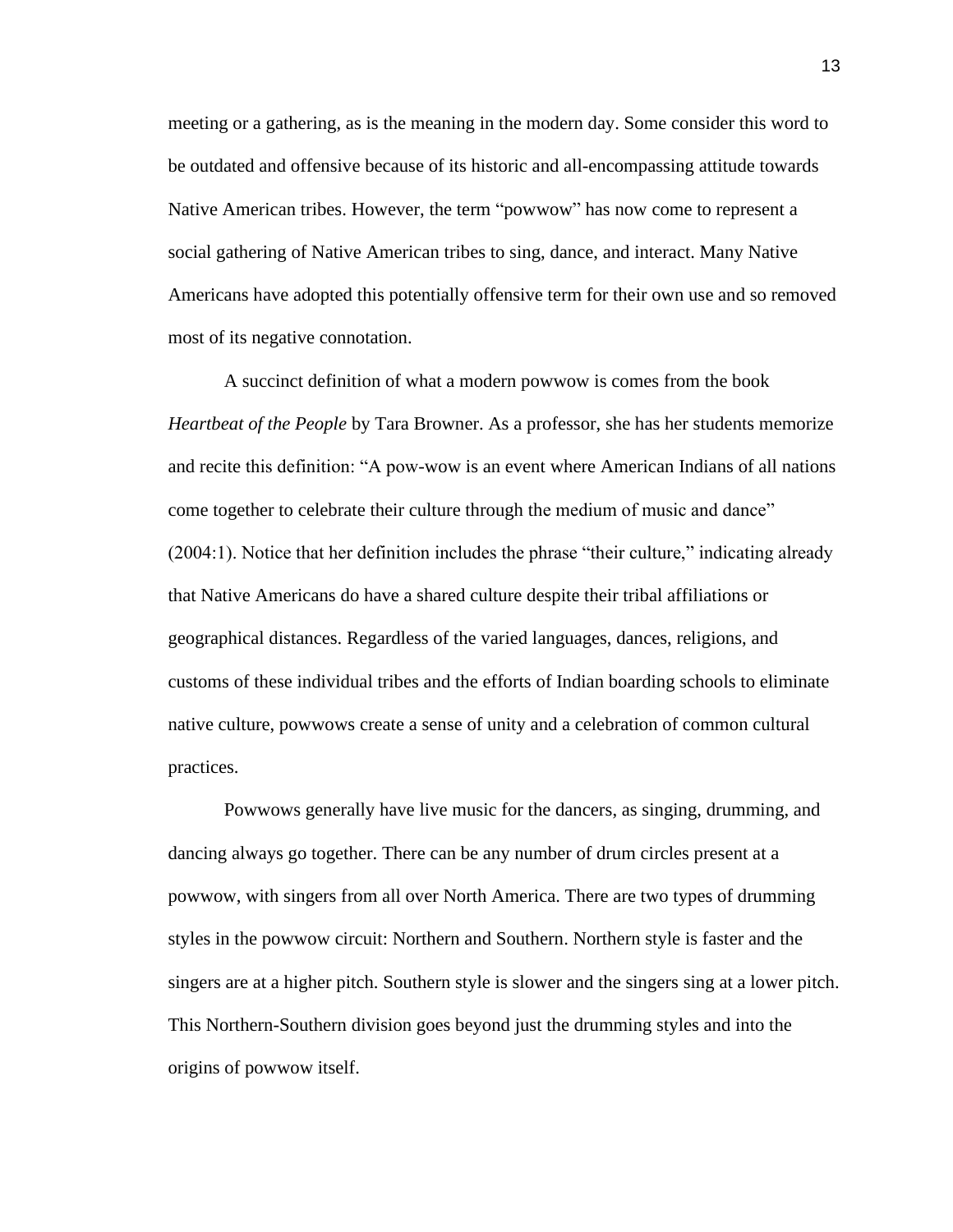meeting or a gathering, as is the meaning in the modern day. Some consider this word to be outdated and offensive because of its historic and all-encompassing attitude towards Native American tribes. However, the term "powwow" has now come to represent a social gathering of Native American tribes to sing, dance, and interact. Many Native Americans have adopted this potentially offensive term for their own use and so removed most of its negative connotation.

A succinct definition of what a modern powwow is comes from the book *Heartbeat of the People* by Tara Browner. As a professor, she has her students memorize and recite this definition: "A pow-wow is an event where American Indians of all nations come together to celebrate their culture through the medium of music and dance" (2004:1). Notice that her definition includes the phrase "their culture," indicating already that Native Americans do have a shared culture despite their tribal affiliations or geographical distances. Regardless of the varied languages, dances, religions, and customs of these individual tribes and the efforts of Indian boarding schools to eliminate native culture, powwows create a sense of unity and a celebration of common cultural practices.

Powwows generally have live music for the dancers, as singing, drumming, and dancing always go together. There can be any number of drum circles present at a powwow, with singers from all over North America. There are two types of drumming styles in the powwow circuit: Northern and Southern. Northern style is faster and the singers are at a higher pitch. Southern style is slower and the singers sing at a lower pitch. This Northern-Southern division goes beyond just the drumming styles and into the origins of powwow itself.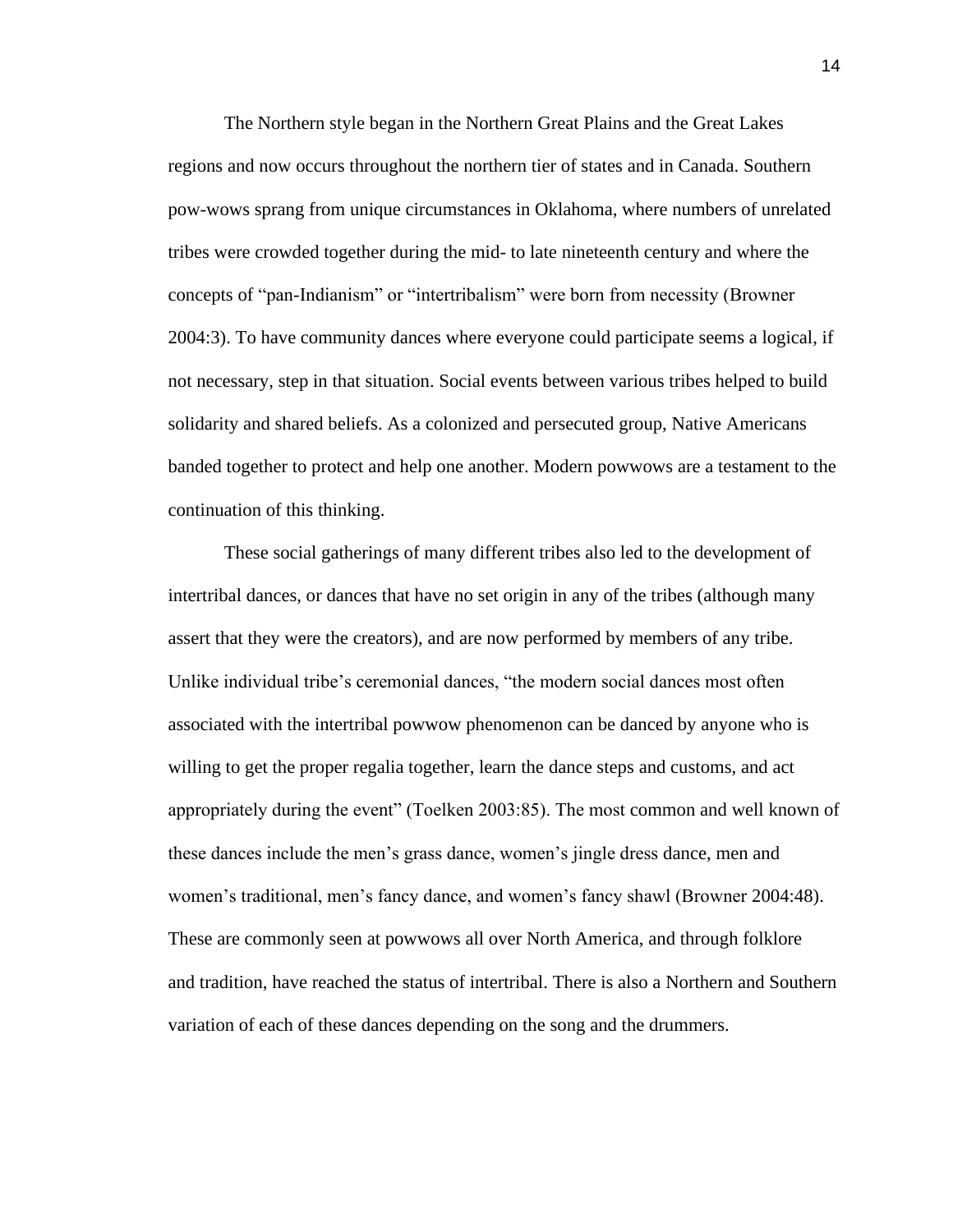The Northern style began in the Northern Great Plains and the Great Lakes regions and now occurs throughout the northern tier of states and in Canada. Southern pow-wows sprang from unique circumstances in Oklahoma, where numbers of unrelated tribes were crowded together during the mid- to late nineteenth century and where the concepts of "pan-Indianism" or "intertribalism" were born from necessity (Browner 2004:3). To have community dances where everyone could participate seems a logical, if not necessary, step in that situation. Social events between various tribes helped to build solidarity and shared beliefs. As a colonized and persecuted group, Native Americans banded together to protect and help one another. Modern powwows are a testament to the continuation of this thinking.

These social gatherings of many different tribes also led to the development of intertribal dances, or dances that have no set origin in any of the tribes (although many assert that they were the creators), and are now performed by members of any tribe. Unlike individual tribe's ceremonial dances, "the modern social dances most often associated with the intertribal powwow phenomenon can be danced by anyone who is willing to get the proper regalia together, learn the dance steps and customs, and act appropriately during the event" (Toelken 2003:85). The most common and well known of these dances include the men's grass dance, women's jingle dress dance, men and women's traditional, men's fancy dance, and women's fancy shawl (Browner 2004:48). These are commonly seen at powwows all over North America, and through folklore and tradition, have reached the status of intertribal. There is also a Northern and Southern variation of each of these dances depending on the song and the drummers.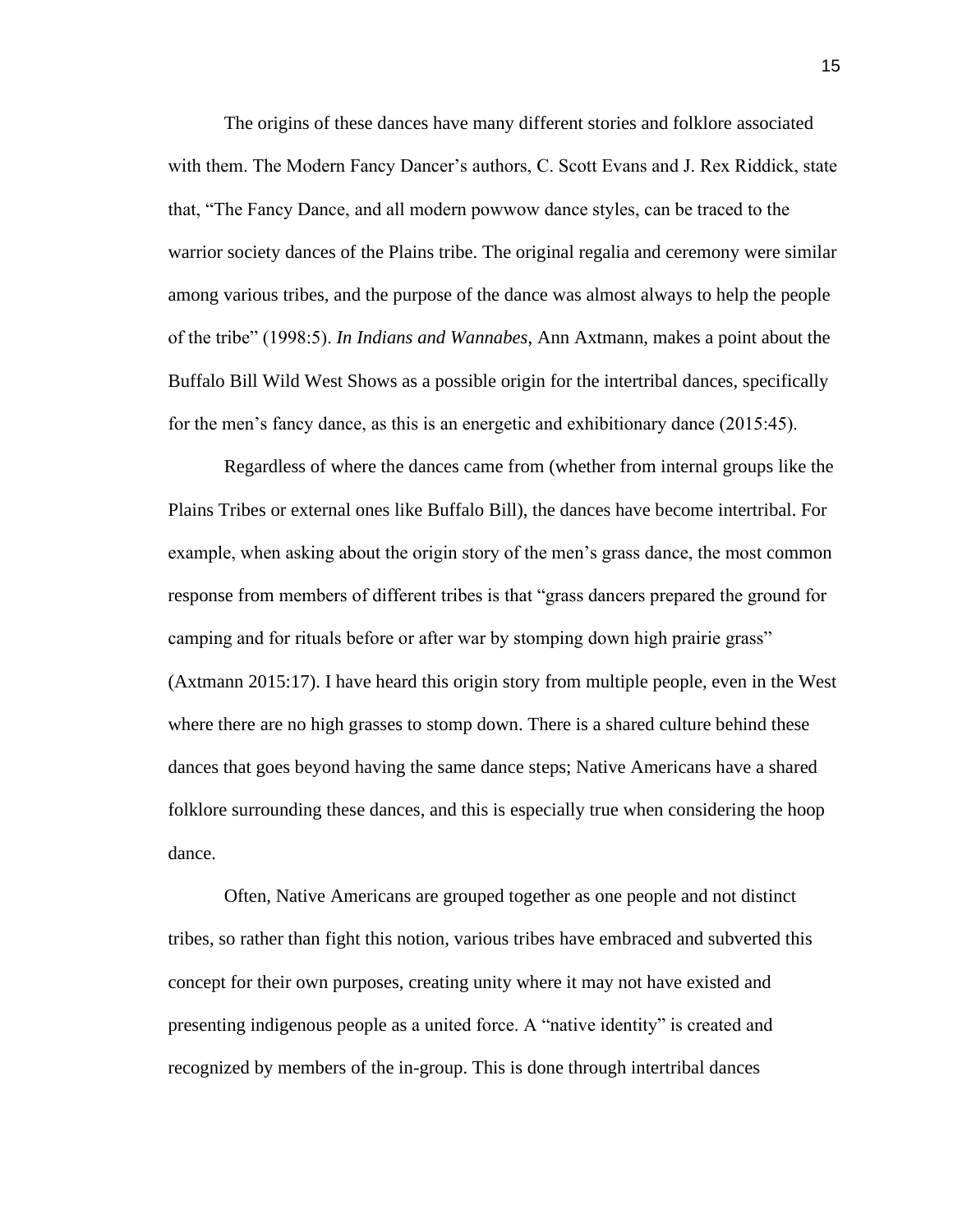The origins of these dances have many different stories and folklore associated with them. The Modern Fancy Dancer's authors, C. Scott Evans and J. Rex Riddick, state that, "The Fancy Dance, and all modern powwow dance styles, can be traced to the warrior society dances of the Plains tribe. The original regalia and ceremony were similar among various tribes, and the purpose of the dance was almost always to help the people of the tribe" (1998:5). *In Indians and Wannabes*, Ann Axtmann, makes a point about the Buffalo Bill Wild West Shows as a possible origin for the intertribal dances, specifically for the men's fancy dance, as this is an energetic and exhibitionary dance (2015:45).

Regardless of where the dances came from (whether from internal groups like the Plains Tribes or external ones like Buffalo Bill), the dances have become intertribal. For example, when asking about the origin story of the men's grass dance, the most common response from members of different tribes is that "grass dancers prepared the ground for camping and for rituals before or after war by stomping down high prairie grass" (Axtmann 2015:17). I have heard this origin story from multiple people, even in the West where there are no high grasses to stomp down. There is a shared culture behind these dances that goes beyond having the same dance steps; Native Americans have a shared folklore surrounding these dances, and this is especially true when considering the hoop dance.

Often, Native Americans are grouped together as one people and not distinct tribes, so rather than fight this notion, various tribes have embraced and subverted this concept for their own purposes, creating unity where it may not have existed and presenting indigenous people as a united force. A "native identity" is created and recognized by members of the in-group. This is done through intertribal dances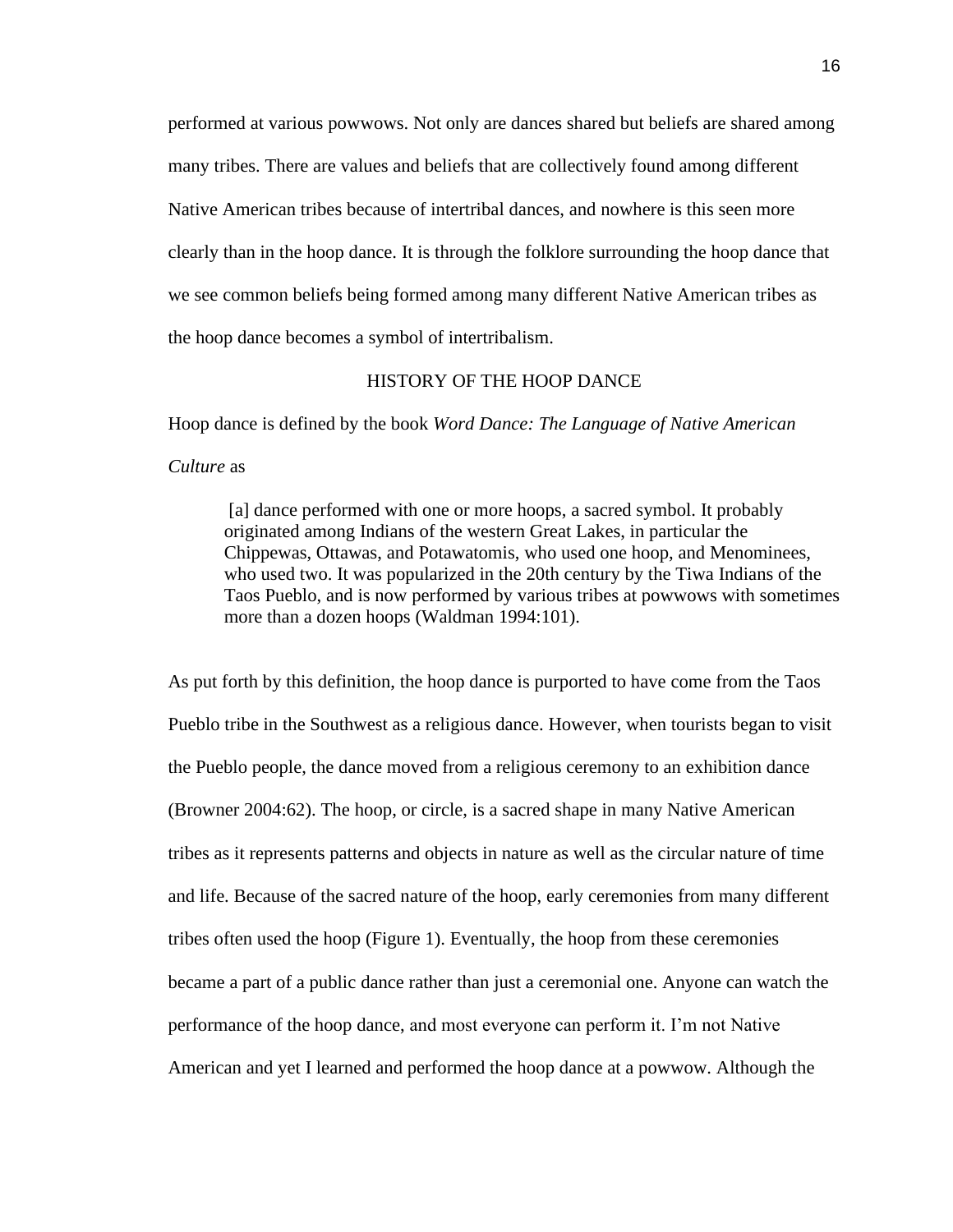performed at various powwows. Not only are dances shared but beliefs are shared among many tribes. There are values and beliefs that are collectively found among different Native American tribes because of intertribal dances, and nowhere is this seen more clearly than in the hoop dance. It is through the folklore surrounding the hoop dance that we see common beliefs being formed among many different Native American tribes as the hoop dance becomes a symbol of intertribalism.

## HISTORY OF THE HOOP DANCE

Hoop dance is defined by the book *Word Dance: The Language of Native American Culture* as

> [a] dance performed with one or more hoops, a sacred symbol. It probably originated among Indians of the western Great Lakes, in particular the Chippewas, Ottawas, and Potawatomis, who used one hoop, and Menominees, who used two. It was popularized in the 20th century by the Tiwa Indians of the Taos Pueblo, and is now performed by various tribes at powwows with sometimes more than a dozen hoops (Waldman 1994:101).

As put forth by this definition, the hoop dance is purported to have come from the Taos Pueblo tribe in the Southwest as a religious dance. However, when tourists began to visit the Pueblo people, the dance moved from a religious ceremony to an exhibition dance (Browner 2004:62). The hoop, or circle, is a sacred shape in many Native American tribes as it represents patterns and objects in nature as well as the circular nature of time and life. Because of the sacred nature of the hoop, early ceremonies from many different tribes often used the hoop (Figure 1). Eventually, the hoop from these ceremonies became a part of a public dance rather than just a ceremonial one. Anyone can watch the performance of the hoop dance, and most everyone can perform it. I'm not Native American and yet I learned and performed the hoop dance at a powwow. Although the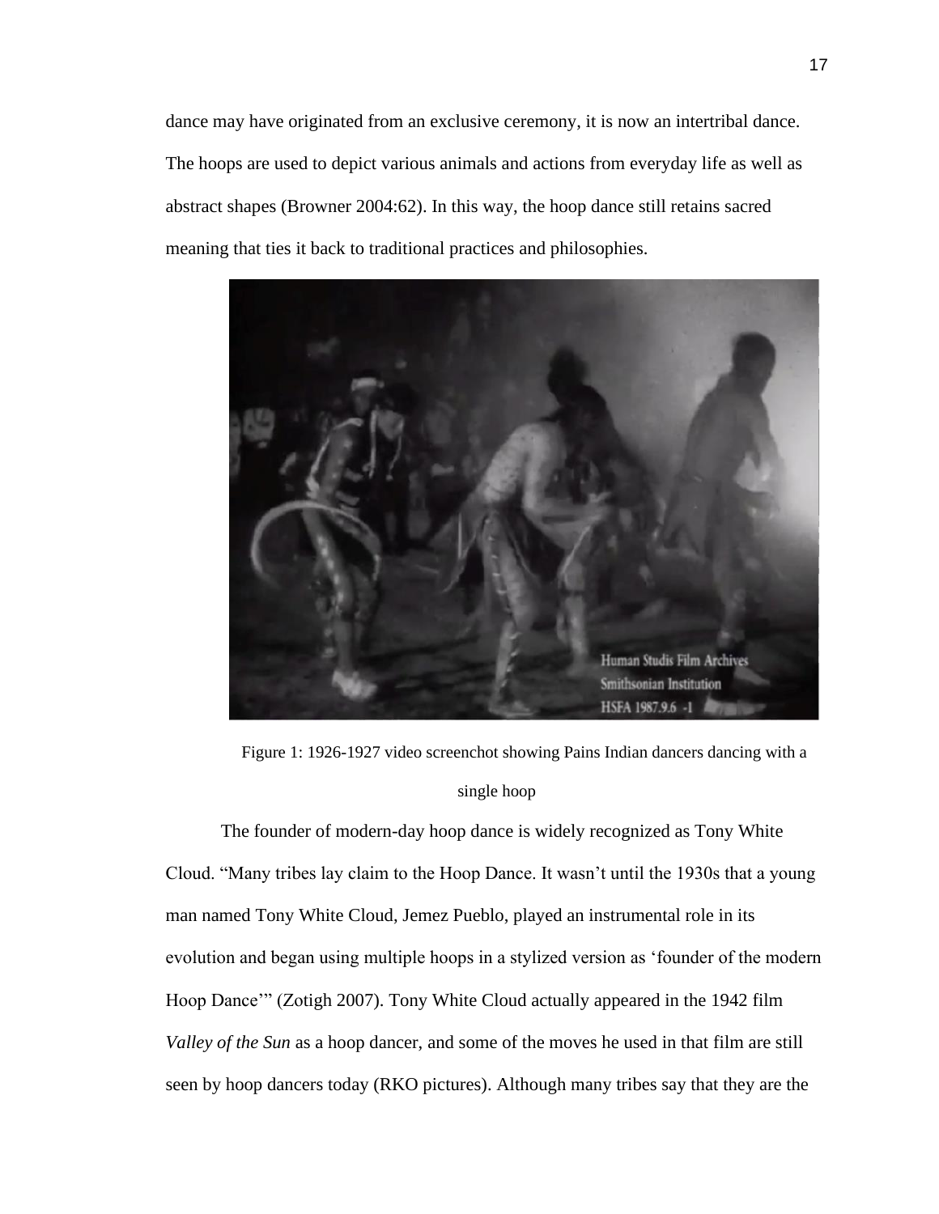dance may have originated from an exclusive ceremony, it is now an intertribal dance. The hoops are used to depict various animals and actions from everyday life as well as abstract shapes (Browner 2004:62). In this way, the hoop dance still retains sacred meaning that ties it back to traditional practices and philosophies.

Figure 1: 1926-1927 video screenchot showing Pains Indian dancers dancing with a single hoop

The founder of modern-day hoop dance is widely recognized as Tony White Cloud. "Many tribes lay claim to the Hoop Dance. It wasn't until the 1930s that a young man named Tony White Cloud, Jemez Pueblo, played an instrumental role in its evolution and began using multiple hoops in a stylized version as 'founder of the modern Hoop Dance'" (Zotigh 2007). Tony White Cloud actually appeared in the 1942 film *Valley of the Sun* as a hoop dancer, and some of the moves he used in that film are still seen by hoop dancers today (RKO pictures). Although many tribes say that they are the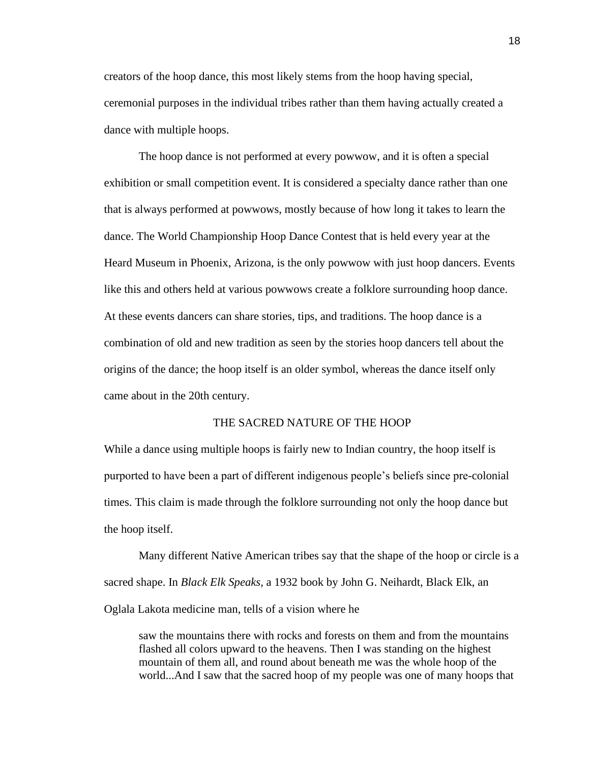creators of the hoop dance, this most likely stems from the hoop having special, ceremonial purposes in the individual tribes rather than them having actually created a dance with multiple hoops.

The hoop dance is not performed at every powwow, and it is often a special exhibition or small competition event. It is considered a specialty dance rather than one that is always performed at powwows, mostly because of how long it takes to learn the dance. The World Championship Hoop Dance Contest that is held every year at the Heard Museum in Phoenix, Arizona, is the only powwow with just hoop dancers. Events like this and others held at various powwows create a folklore surrounding hoop dance. At these events dancers can share stories, tips, and traditions. The hoop dance is a combination of old and new tradition as seen by the stories hoop dancers tell about the origins of the dance; the hoop itself is an older symbol, whereas the dance itself only came about in the 20th century.

## THE SACRED NATURE OF THE HOOP

While a dance using multiple hoops is fairly new to Indian country, the hoop itself is purported to have been a part of different indigenous people's beliefs since pre-colonial times. This claim is made through the folklore surrounding not only the hoop dance but the hoop itself.

Many different Native American tribes say that the shape of the hoop or circle is a sacred shape. In *Black Elk Speaks*, a 1932 book by John G. Neihardt, Black Elk, an Oglala Lakota medicine man, tells of a vision where he

> saw the mountains there with rocks and forests on them and from the mountains flashed all colors upward to the heavens. Then I was standing on the highest mountain of them all, and round about beneath me was the whole hoop of the world...And I saw that the sacred hoop of my people was one of many hoops that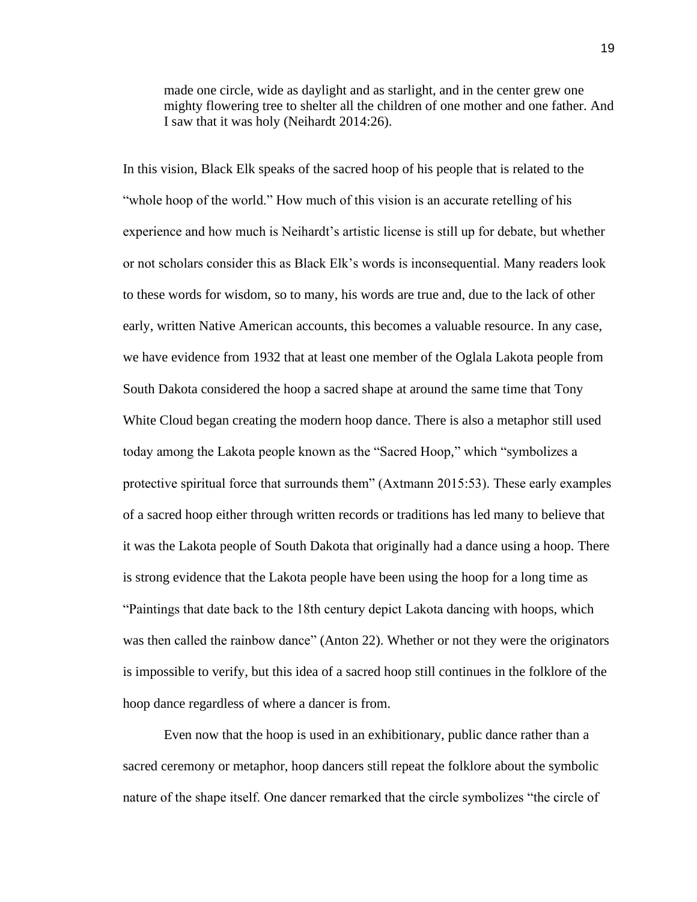> made one circle, wide as daylight and as starlight, and in the center grew one mighty flowering tree to shelter all the children of one mother and one father. And I saw that it was holy (Neihardt 2014:26).

In this vision, Black Elk speaks of the sacred hoop of his people that is related to the "whole hoop of the world." How much of this vision is an accurate retelling of his experience and how much is Neihardt's artistic license is still up for debate, but whether or not scholars consider this as Black Elk's words is inconsequential. Many readers look to these words for wisdom, so to many, his words are true and, due to the lack of other early, written Native American accounts, this becomes a valuable resource. In any case, we have evidence from 1932 that at least one member of the Oglala Lakota people from South Dakota considered the hoop a sacred shape at around the same time that Tony White Cloud began creating the modern hoop dance. There is also a metaphor still used today among the Lakota people known as the "Sacred Hoop," which "symbolizes a protective spiritual force that surrounds them" (Axtmann 2015:53). These early examples of a sacred hoop either through written records or traditions has led many to believe that it was the Lakota people of South Dakota that originally had a dance using a hoop. There is strong evidence that the Lakota people have been using the hoop for a long time as "Paintings that date back to the 18th century depict Lakota dancing with hoops, which was then called the rainbow dance" (Anton 22). Whether or not they were the originators is impossible to verify, but this idea of a sacred hoop still continues in the folklore of the hoop dance regardless of where a dancer is from.

Even now that the hoop is used in an exhibitionary, public dance rather than a sacred ceremony or metaphor, hoop dancers still repeat the folklore about the symbolic nature of the shape itself. One dancer remarked that the circle symbolizes "the circle of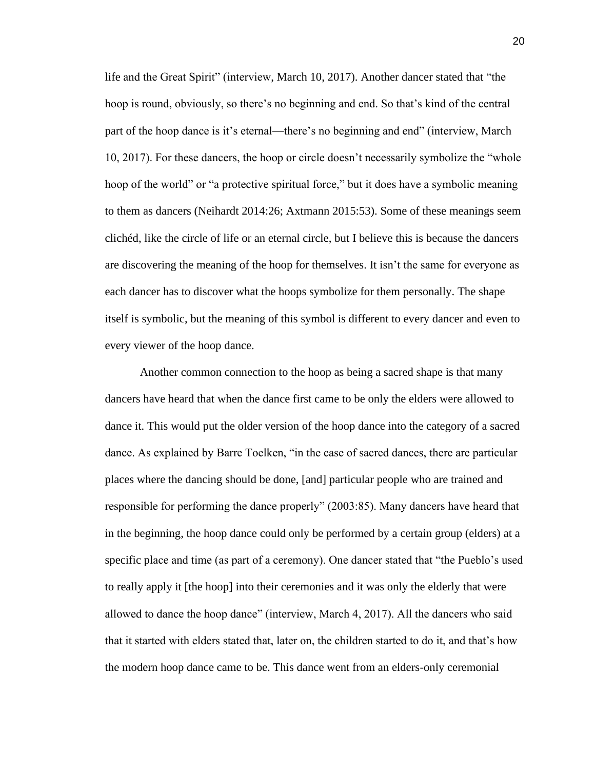life and the Great Spirit" (interview, March 10, 2017). Another dancer stated that "the hoop is round, obviously, so there's no beginning and end. So that's kind of the central part of the hoop dance is it's eternal—there's no beginning and end" (interview, March 10, 2017). For these dancers, the hoop or circle doesn't necessarily symbolize the "whole hoop of the world" or "a protective spiritual force," but it does have a symbolic meaning to them as dancers (Neihardt 2014:26; Axtmann 2015:53). Some of these meanings seem clichéd, like the circle of life or an eternal circle, but I believe this is because the dancers are discovering the meaning of the hoop for themselves. It isn't the same for everyone as each dancer has to discover what the hoops symbolize for them personally. The shape itself is symbolic, but the meaning of this symbol is different to every dancer and even to every viewer of the hoop dance.

Another common connection to the hoop as being a sacred shape is that many dancers have heard that when the dance first came to be only the elders were allowed to dance it. This would put the older version of the hoop dance into the category of a sacred dance. As explained by Barre Toelken, "in the case of sacred dances, there are particular places where the dancing should be done, [and] particular people who are trained and responsible for performing the dance properly" (2003:85). Many dancers have heard that in the beginning, the hoop dance could only be performed by a certain group (elders) at a specific place and time (as part of a ceremony). One dancer stated that "the Pueblo's used to really apply it [the hoop] into their ceremonies and it was only the elderly that were allowed to dance the hoop dance" (interview, March 4, 2017). All the dancers who said that it started with elders stated that, later on, the children started to do it, and that's how the modern hoop dance came to be. This dance went from an elders-only ceremonial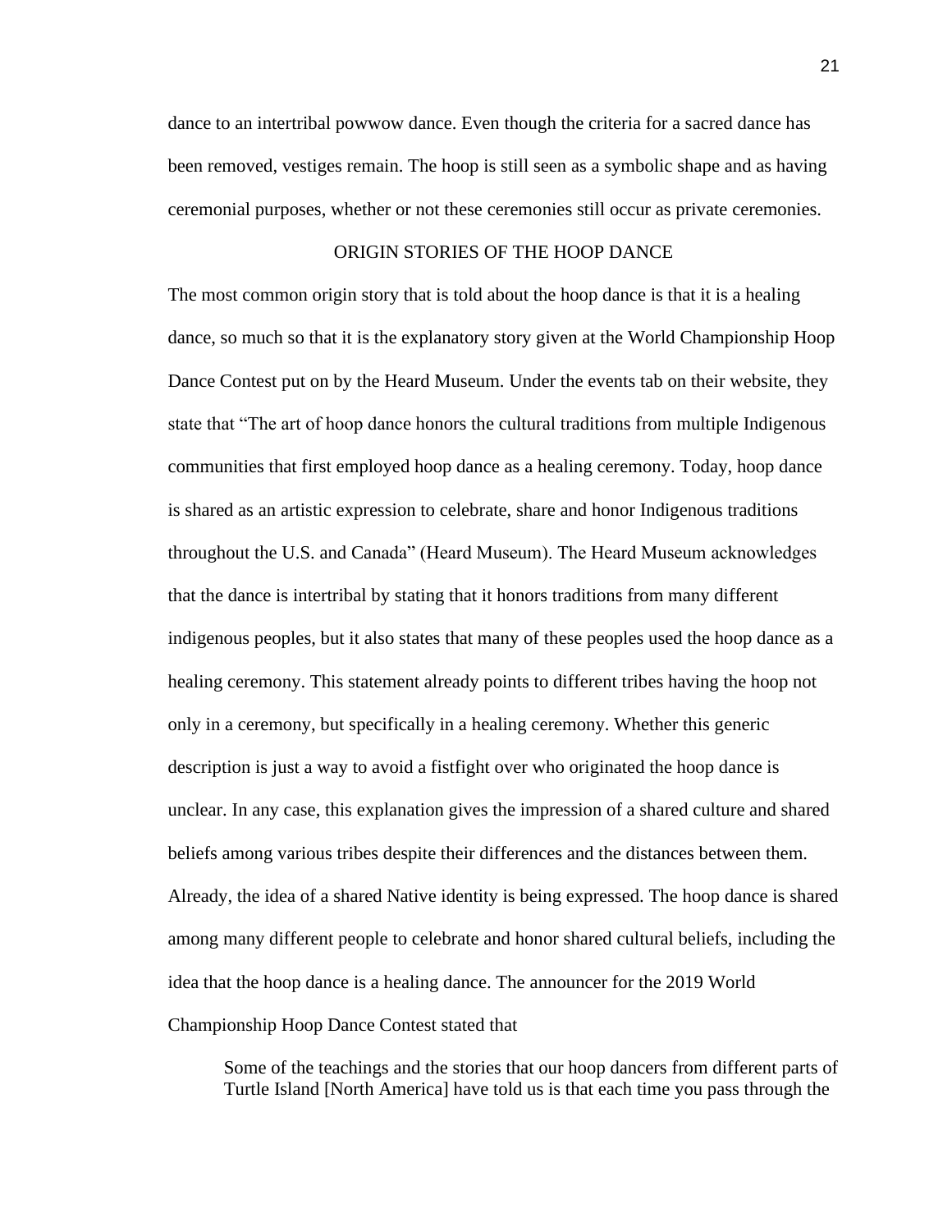dance to an intertribal powwow dance. Even though the criteria for a sacred dance has been removed, vestiges remain. The hoop is still seen as a symbolic shape and as having ceremonial purposes, whether or not these ceremonies still occur as private ceremonies.

## ORIGIN STORIES OF THE HOOP DANCE

The most common origin story that is told about the hoop dance is that it is a healing dance, so much so that it is the explanatory story given at the World Championship Hoop Dance Contest put on by the Heard Museum. Under the events tab on their website, they state that "The art of hoop dance honors the cultural traditions from multiple Indigenous communities that first employed hoop dance as a healing ceremony. Today, hoop dance is shared as an artistic expression to celebrate, share and honor Indigenous traditions throughout the U.S. and Canada" (Heard Museum). The Heard Museum acknowledges that the dance is intertribal by stating that it honors traditions from many different indigenous peoples, but it also states that many of these peoples used the hoop dance as a healing ceremony. This statement already points to different tribes having the hoop not only in a ceremony, but specifically in a healing ceremony. Whether this generic description is just a way to avoid a fistfight over who originated the hoop dance is unclear. In any case, this explanation gives the impression of a shared culture and shared beliefs among various tribes despite their differences and the distances between them. Already, the idea of a shared Native identity is being expressed. The hoop dance is shared among many different people to celebrate and honor shared cultural beliefs, including the idea that the hoop dance is a healing dance. The announcer for the 2019 World Championship Hoop Dance Contest stated that

> Some of the teachings and the stories that our hoop dancers from different parts of Turtle Island [North America] have told us is that each time you pass through the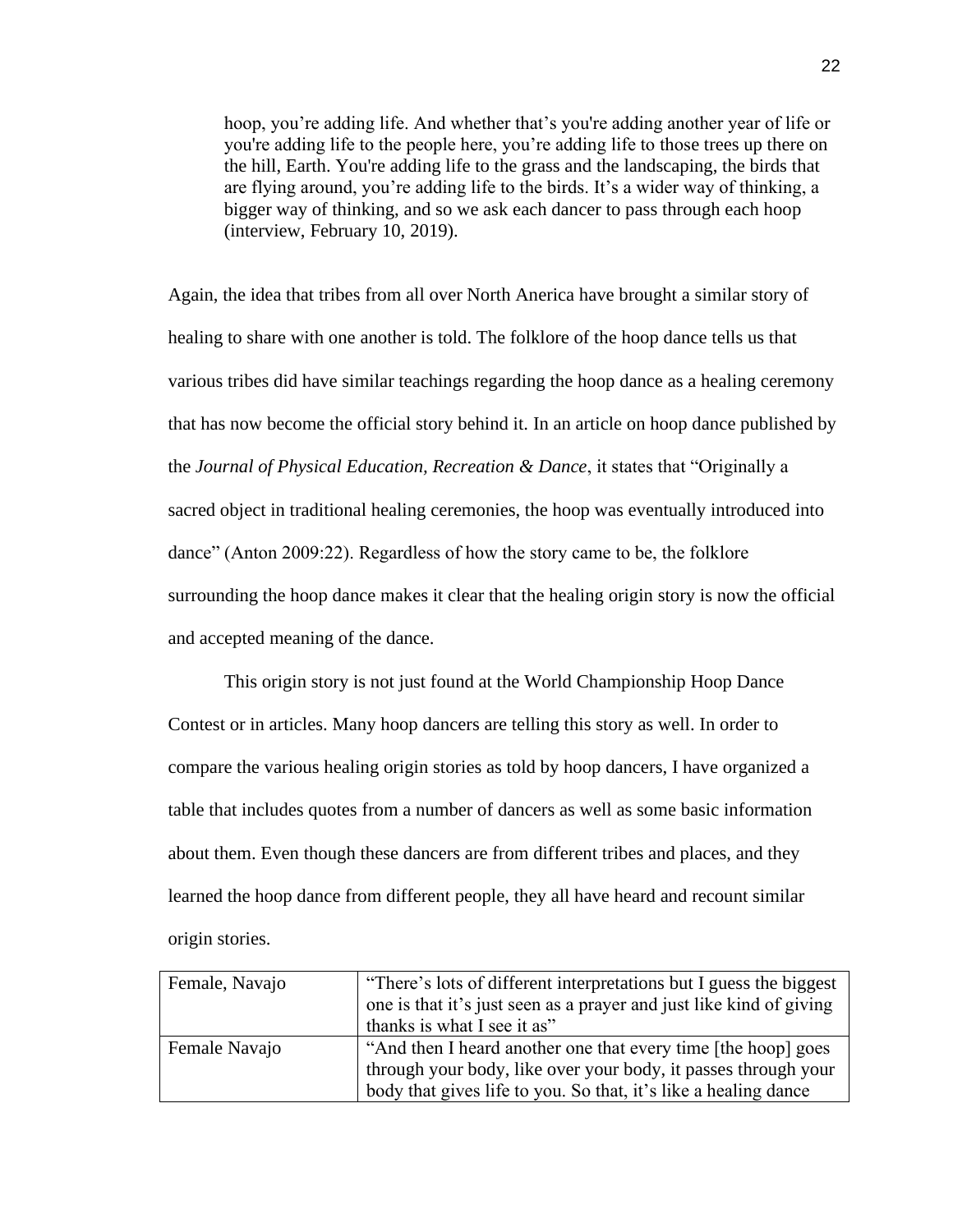> hoop, you're adding life. And whether that's you're adding another year of life or you're adding life to the people here, you're adding life to those trees up there on the hill, Earth. You're adding life to the grass and the landscaping, the birds that are flying around, you're adding life to the birds. It's a wider way of thinking, a bigger way of thinking, and so we ask each dancer to pass through each hoop (interview, February 10, 2019).

Again, the idea that tribes from all over North Anerica have brought a similar story of healing to share with one another is told. The folklore of the hoop dance tells us that various tribes did have similar teachings regarding the hoop dance as a healing ceremony that has now become the official story behind it. In an article on hoop dance published by the *Journal of Physical Education, Recreation & Dance*, it states that "Originally a sacred object in traditional healing ceremonies, the hoop was eventually introduced into dance" (Anton 2009:22). Regardless of how the story came to be, the folklore surrounding the hoop dance makes it clear that the healing origin story is now the official and accepted meaning of the dance.

This origin story is not just found at the World Championship Hoop Dance Contest or in articles. Many hoop dancers are telling this story as well. In order to compare the various healing origin stories as told by hoop dancers, I have organized a table that includes quotes from a number of dancers as well as some basic information about them. Even though these dancers are from different tribes and places, and they learned the hoop dance from different people, they all have heard and recount similar origin stories.

| | |
|---|---|
| Female, Navajo | "There's lots of different interpretations but I guess the biggest one is that it's just seen as a prayer and just like kind of giving thanks is what I see it as" |
| Female Navajo | "And then I heard another one that every time [the hoop] goes through your body, like over your body, it passes through your body that gives life to you. So that, it's like a healing dance |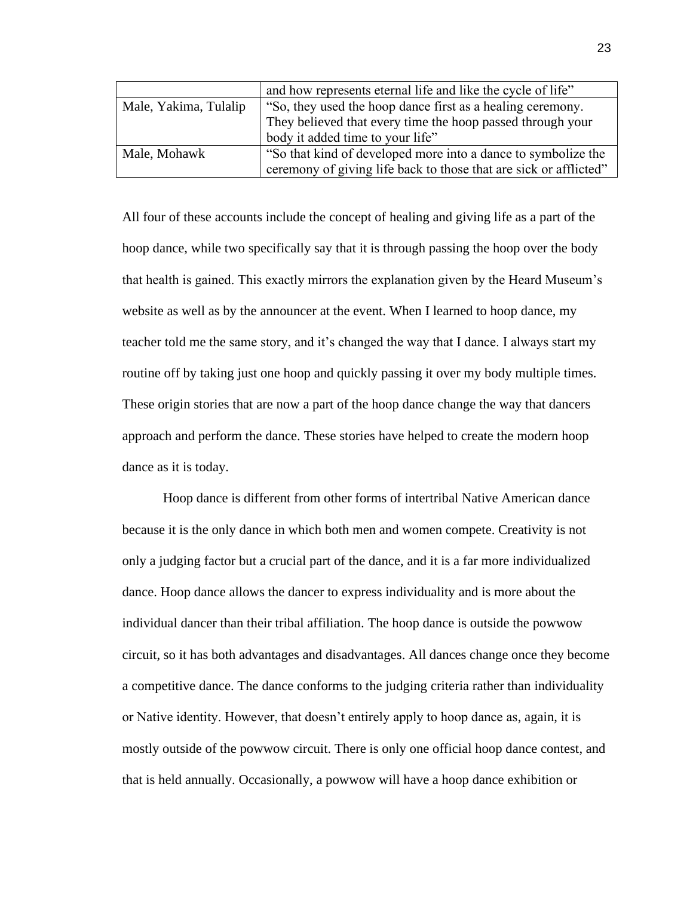| | |
|---|---|
| | and how represents eternal life and like the cycle of life” |
| Male, Yakima, Tulalip | “So, they used the hoop dance first as a healing ceremony. They believed that every time the hoop passed through your body it added time to your life” |
| Male, Mohawk | “So that kind of developed more into a dance to symbolize the ceremony of giving life back to those that are sick or afflicted” |

All four of these accounts include the concept of healing and giving life as a part of the hoop dance, while two specifically say that it is through passing the hoop over the body that health is gained. This exactly mirrors the explanation given by the Heard Museum’s website as well as by the announcer at the event. When I learned to hoop dance, my teacher told me the same story, and it’s changed the way that I dance. I always start my routine off by taking just one hoop and quickly passing it over my body multiple times. These origin stories that are now a part of the hoop dance change the way that dancers approach and perform the dance. These stories have helped to create the modern hoop dance as it is today.

Hoop dance is different from other forms of intertribal Native American dance because it is the only dance in which both men and women compete. Creativity is not only a judging factor but a crucial part of the dance, and it is a far more individualized dance. Hoop dance allows the dancer to express individuality and is more about the individual dancer than their tribal affiliation. The hoop dance is outside the powwow circuit, so it has both advantages and disadvantages. All dances change once they become a competitive dance. The dance conforms to the judging criteria rather than individuality or Native identity. However, that doesn’t entirely apply to hoop dance as, again, it is mostly outside of the powwow circuit. There is only one official hoop dance contest, and that is held annually. Occasionally, a powwow will have a hoop dance exhibition or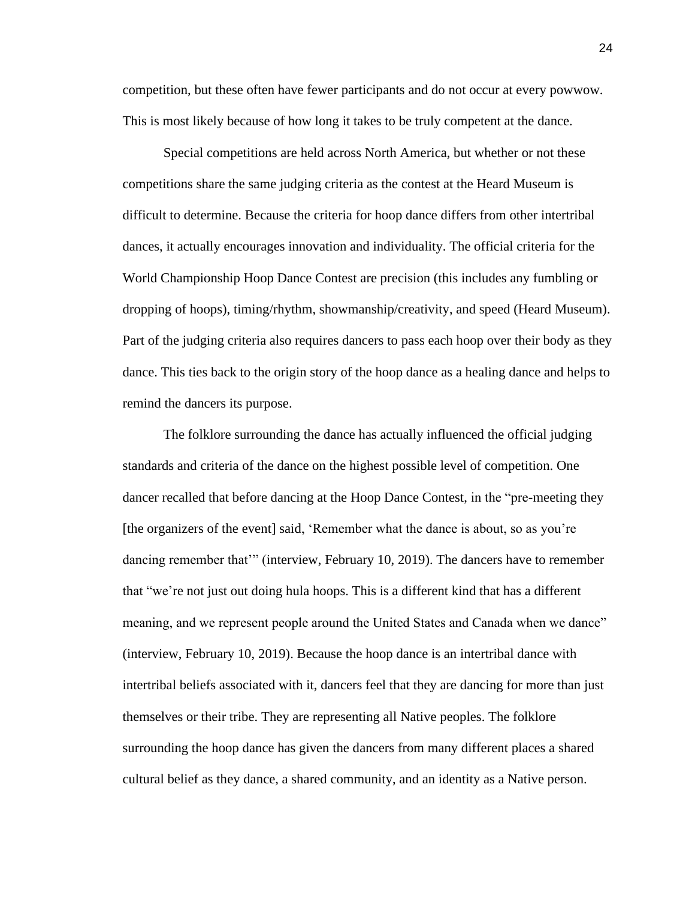competition, but these often have fewer participants and do not occur at every powwow. This is most likely because of how long it takes to be truly competent at the dance.

Special competitions are held across North America, but whether or not these competitions share the same judging criteria as the contest at the Heard Museum is difficult to determine. Because the criteria for hoop dance differs from other intertribal dances, it actually encourages innovation and individuality. The official criteria for the World Championship Hoop Dance Contest are precision (this includes any fumbling or dropping of hoops), timing/rhythm, showmanship/creativity, and speed (Heard Museum). Part of the judging criteria also requires dancers to pass each hoop over their body as they dance. This ties back to the origin story of the hoop dance as a healing dance and helps to remind the dancers its purpose.

The folklore surrounding the dance has actually influenced the official judging standards and criteria of the dance on the highest possible level of competition. One dancer recalled that before dancing at the Hoop Dance Contest, in the "pre-meeting they [the organizers of the event] said, 'Remember what the dance is about, so as you're dancing remember that'" (interview, February 10, 2019). The dancers have to remember that "we're not just out doing hula hoops. This is a different kind that has a different meaning, and we represent people around the United States and Canada when we dance" (interview, February 10, 2019). Because the hoop dance is an intertribal dance with intertribal beliefs associated with it, dancers feel that they are dancing for more than just themselves or their tribe. They are representing all Native peoples. The folklore surrounding the hoop dance has given the dancers from many different places a shared cultural belief as they dance, a shared community, and an identity as a Native person.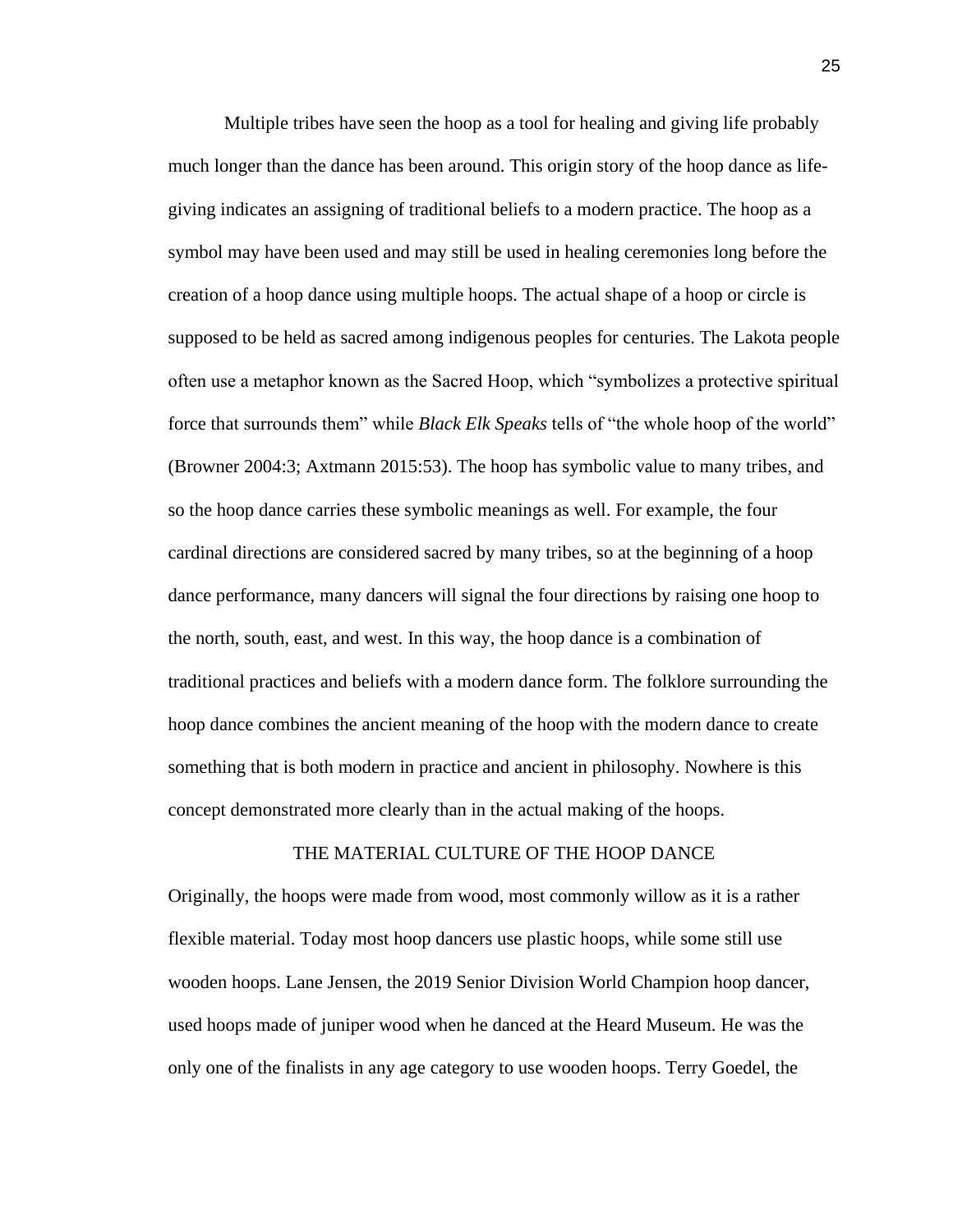Multiple tribes have seen the hoop as a tool for healing and giving life probably much longer than the dance has been around. This origin story of the hoop dance as life-giving indicates an assigning of traditional beliefs to a modern practice. The hoop as a symbol may have been used and may still be used in healing ceremonies long before the creation of a hoop dance using multiple hoops. The actual shape of a hoop or circle is supposed to be held as sacred among indigenous peoples for centuries. The Lakota people often use a metaphor known as the Sacred Hoop, which "symbolizes a protective spiritual force that surrounds them" while *Black Elk Speaks* tells of "the whole hoop of the world" (Browner 2004:3; Axtmann 2015:53). The hoop has symbolic value to many tribes, and so the hoop dance carries these symbolic meanings as well. For example, the four cardinal directions are considered sacred by many tribes, so at the beginning of a hoop dance performance, many dancers will signal the four directions by raising one hoop to the north, south, east, and west. In this way, the hoop dance is a combination of traditional practices and beliefs with a modern dance form. The folklore surrounding the hoop dance combines the ancient meaning of the hoop with the modern dance to create something that is both modern in practice and ancient in philosophy. Nowhere is this concept demonstrated more clearly than in the actual making of the hoops.

## THE MATERIAL CULTURE OF THE HOOP DANCE

Originally, the hoops were made from wood, most commonly willow as it is a rather flexible material. Today most hoop dancers use plastic hoops, while some still use wooden hoops. Lane Jensen, the 2019 Senior Division World Champion hoop dancer, used hoops made of juniper wood when he danced at the Heard Museum. He was the only one of the finalists in any age category to use wooden hoops. Terry Goedel, the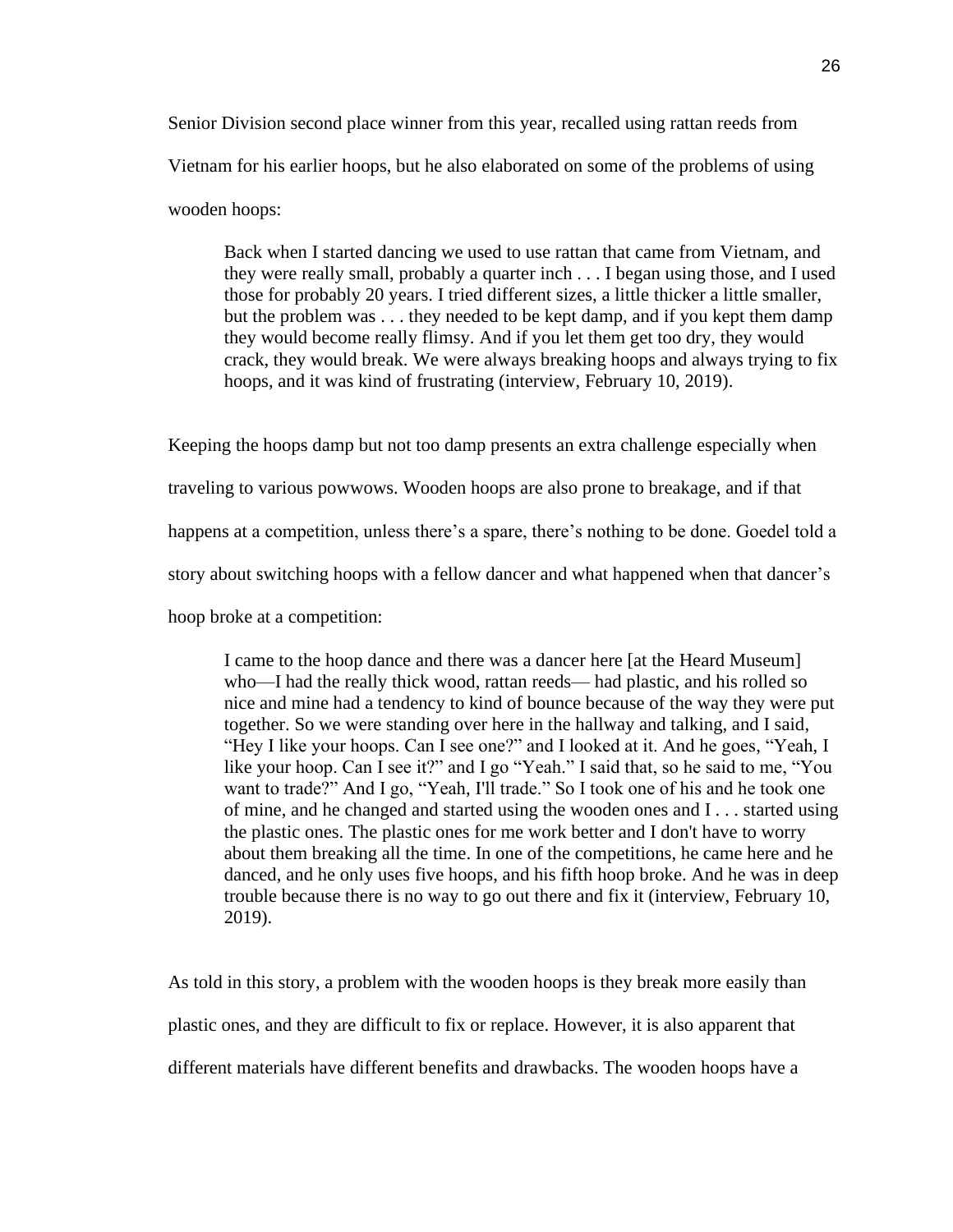Senior Division second place winner from this year, recalled using rattan reeds from Vietnam for his earlier hoops, but he also elaborated on some of the problems of using wooden hoops:

> Back when I started dancing we used to use rattan that came from Vietnam, and they were really small, probably a quarter inch . . . I began using those, and I used those for probably 20 years. I tried different sizes, a little thicker a little smaller, but the problem was . . . they needed to be kept damp, and if you kept them damp they would become really flimsy. And if you let them get too dry, they would crack, they would break. We were always breaking hoops and always trying to fix hoops, and it was kind of frustrating (interview, February 10, 2019).

Keeping the hoops damp but not too damp presents an extra challenge especially when traveling to various powwows. Wooden hoops are also prone to breakage, and if that happens at a competition, unless there's a spare, there's nothing to be done. Goedel told a story about switching hoops with a fellow dancer and what happened when that dancer's hoop broke at a competition:

> I came to the hoop dance and there was a dancer here [at the Heard Museum] who—I had the really thick wood, rattan reeds— had plastic, and his rolled so nice and mine had a tendency to kind of bounce because of the way they were put together. So we were standing over here in the hallway and talking, and I said, "Hey I like your hoops. Can I see one?" and I looked at it. And he goes, "Yeah, I like your hoop. Can I see it?" and I go "Yeah." I said that, so he said to me, "You want to trade?" And I go, "Yeah, I'll trade." So I took one of his and he took one of mine, and he changed and started using the wooden ones and I . . . started using the plastic ones. The plastic ones for me work better and I don't have to worry about them breaking all the time. In one of the competitions, he came here and he danced, and he only uses five hoops, and his fifth hoop broke. And he was in deep trouble because there is no way to go out there and fix it (interview, February 10, 2019).

As told in this story, a problem with the wooden hoops is they break more easily than plastic ones, and they are difficult to fix or replace. However, it is also apparent that different materials have different benefits and drawbacks. The wooden hoops have a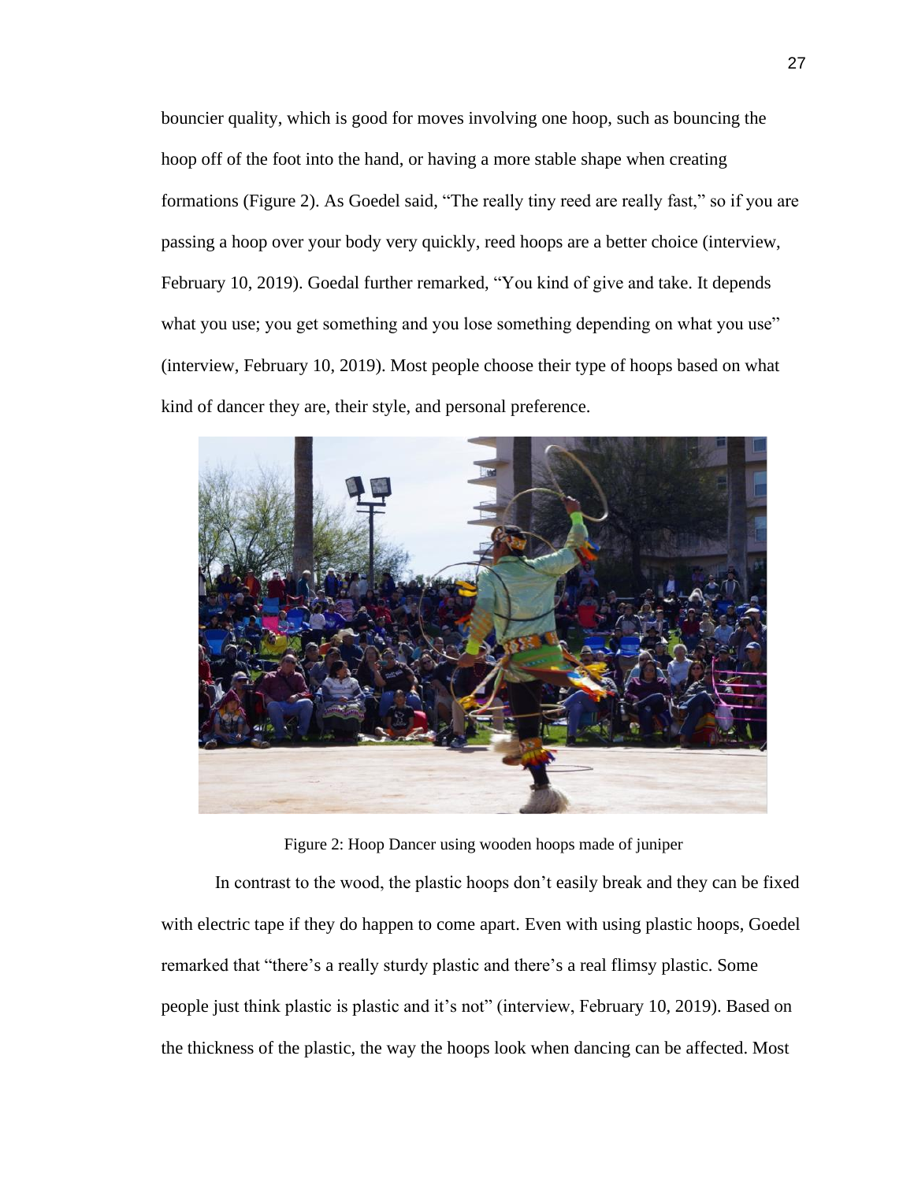bouncier quality, which is good for moves involving one hoop, such as bouncing the hoop off of the foot into the hand, or having a more stable shape when creating formations (Figure 2). As Goedel said, “The really tiny reed are really fast,” so if you are passing a hoop over your body very quickly, reed hoops are a better choice (interview, February 10, 2019). Goedal further remarked, “You kind of give and take. It depends what you use; you get something and you lose something depending on what you use” (interview, February 10, 2019). Most people choose their type of hoops based on what kind of dancer they are, their style, and personal preference.

Figure 2: Hoop Dancer using wooden hoops made of juniper

In contrast to the wood, the plastic hoops don’t easily break and they can be fixed with electric tape if they do happen to come apart. Even with using plastic hoops, Goedel remarked that “there’s a really sturdy plastic and there’s a real flimsy plastic. Some people just think plastic is plastic and it’s not” (interview, February 10, 2019). Based on the thickness of the plastic, the way the hoops look when dancing can be affected. Most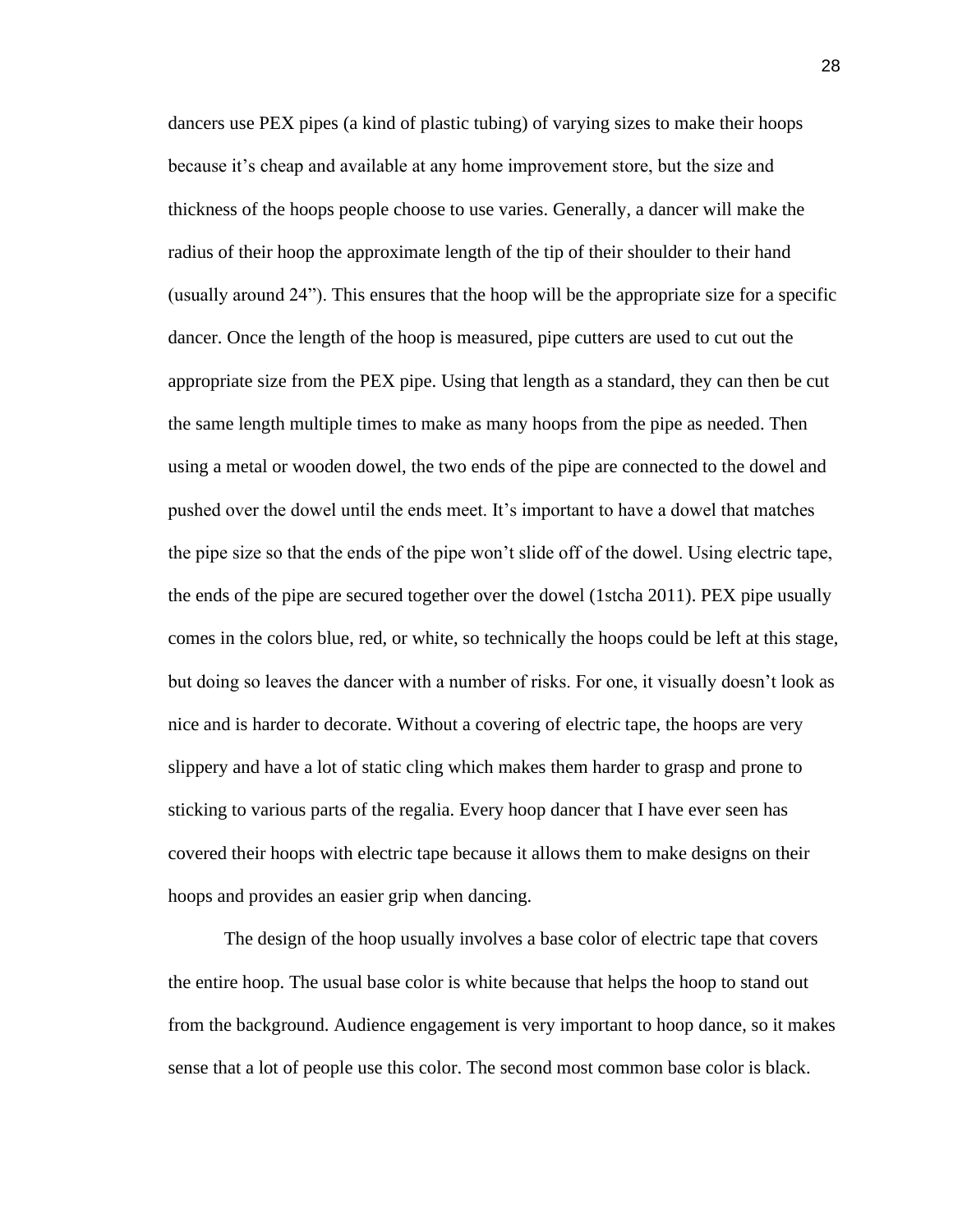dancers use PEX pipes (a kind of plastic tubing) of varying sizes to make their hoops because it's cheap and available at any home improvement store, but the size and thickness of the hoops people choose to use varies. Generally, a dancer will make the radius of their hoop the approximate length of the tip of their shoulder to their hand (usually around 24"). This ensures that the hoop will be the appropriate size for a specific dancer. Once the length of the hoop is measured, pipe cutters are used to cut out the appropriate size from the PEX pipe. Using that length as a standard, they can then be cut the same length multiple times to make as many hoops from the pipe as needed. Then using a metal or wooden dowel, the two ends of the pipe are connected to the dowel and pushed over the dowel until the ends meet. It's important to have a dowel that matches the pipe size so that the ends of the pipe won't slide off of the dowel. Using electric tape, the ends of the pipe are secured together over the dowel (1stcha 2011). PEX pipe usually comes in the colors blue, red, or white, so technically the hoops could be left at this stage, but doing so leaves the dancer with a number of risks. For one, it visually doesn't look as nice and is harder to decorate. Without a covering of electric tape, the hoops are very slippery and have a lot of static cling which makes them harder to grasp and prone to sticking to various parts of the regalia. Every hoop dancer that I have ever seen has covered their hoops with electric tape because it allows them to make designs on their hoops and provides an easier grip when dancing.

The design of the hoop usually involves a base color of electric tape that covers the entire hoop. The usual base color is white because that helps the hoop to stand out from the background. Audience engagement is very important to hoop dance, so it makes sense that a lot of people use this color. The second most common base color is black.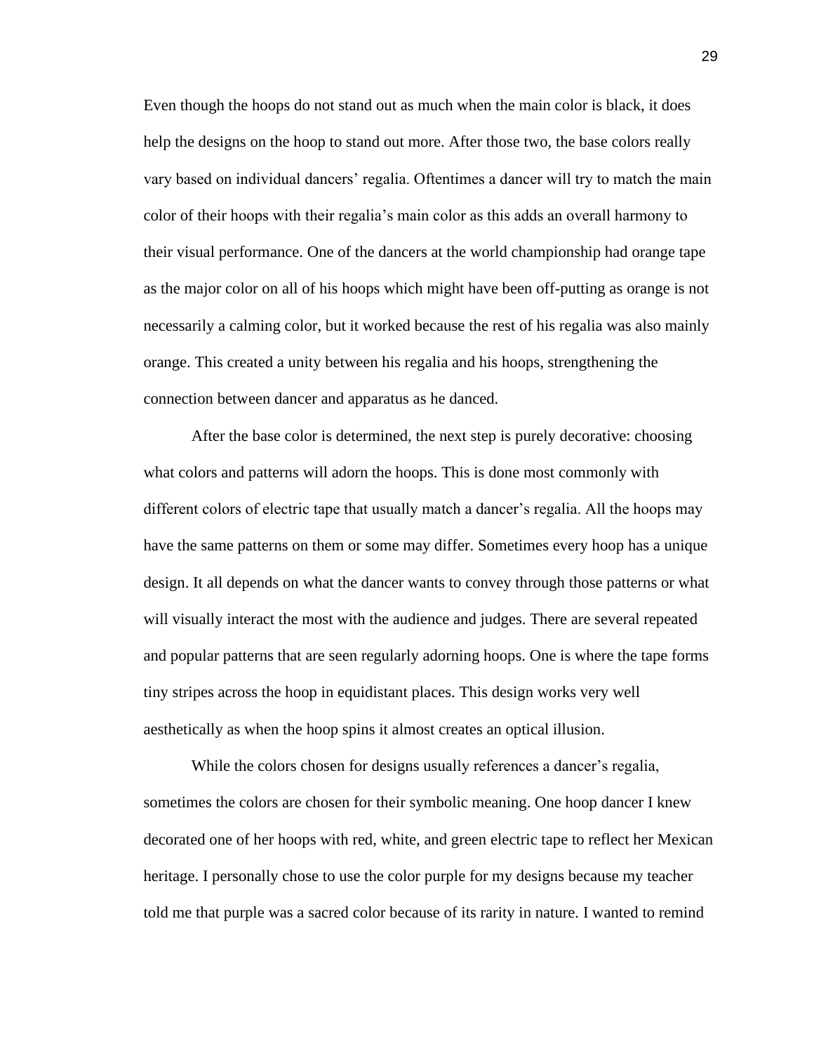Even though the hoops do not stand out as much when the main color is black, it does help the designs on the hoop to stand out more. After those two, the base colors really vary based on individual dancers' regalia. Oftentimes a dancer will try to match the main color of their hoops with their regalia's main color as this adds an overall harmony to their visual performance. One of the dancers at the world championship had orange tape as the major color on all of his hoops which might have been off-putting as orange is not necessarily a calming color, but it worked because the rest of his regalia was also mainly orange. This created a unity between his regalia and his hoops, strengthening the connection between dancer and apparatus as he danced.

After the base color is determined, the next step is purely decorative: choosing what colors and patterns will adorn the hoops. This is done most commonly with different colors of electric tape that usually match a dancer's regalia. All the hoops may have the same patterns on them or some may differ. Sometimes every hoop has a unique design. It all depends on what the dancer wants to convey through those patterns or what will visually interact the most with the audience and judges. There are several repeated and popular patterns that are seen regularly adorning hoops. One is where the tape forms tiny stripes across the hoop in equidistant places. This design works very well aesthetically as when the hoop spins it almost creates an optical illusion.

While the colors chosen for designs usually references a dancer's regalia, sometimes the colors are chosen for their symbolic meaning. One hoop dancer I knew decorated one of her hoops with red, white, and green electric tape to reflect her Mexican heritage. I personally chose to use the color purple for my designs because my teacher told me that purple was a sacred color because of its rarity in nature. I wanted to remind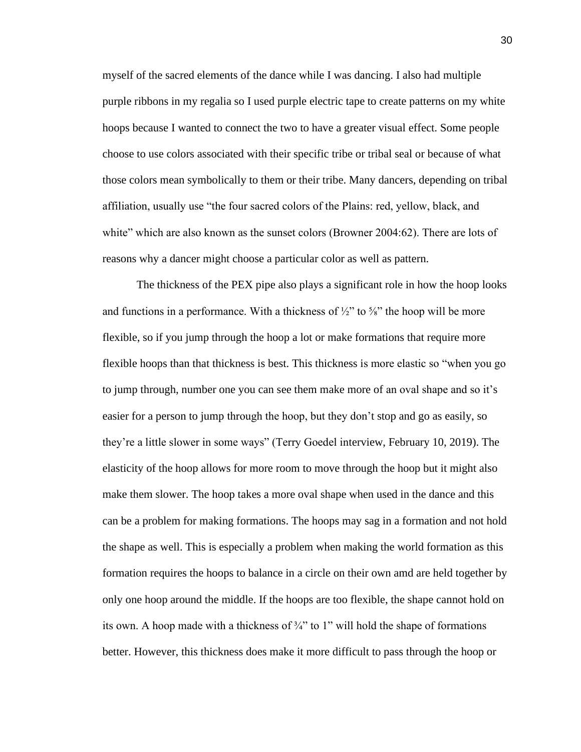myself of the sacred elements of the dance while I was dancing. I also had multiple purple ribbons in my regalia so I used purple electric tape to create patterns on my white hoops because I wanted to connect the two to have a greater visual effect. Some people choose to use colors associated with their specific tribe or tribal seal or because of what those colors mean symbolically to them or their tribe. Many dancers, depending on tribal affiliation, usually use "the four sacred colors of the Plains: red, yellow, black, and white" which are also known as the sunset colors (Browner 2004:62). There are lots of reasons why a dancer might choose a particular color as well as pattern.

The thickness of the PEX pipe also plays a significant role in how the hoop looks and functions in a performance. With a thickness of ½" to ⅝" the hoop will be more flexible, so if you jump through the hoop a lot or make formations that require more flexible hoops than that thickness is best. This thickness is more elastic so "when you go to jump through, number one you can see them make more of an oval shape and so it's easier for a person to jump through the hoop, but they don't stop and go as easily, so they're a little slower in some ways" (Terry Goedel interview, February 10, 2019). The elasticity of the hoop allows for more room to move through the hoop but it might also make them slower. The hoop takes a more oval shape when used in the dance and this can be a problem for making formations. The hoops may sag in a formation and not hold the shape as well. This is especially a problem when making the world formation as this formation requires the hoops to balance in a circle on their own amd are held together by only one hoop around the middle. If the hoops are too flexible, the shape cannot hold on its own. A hoop made with a thickness of ¾" to 1" will hold the shape of formations better. However, this thickness does make it more difficult to pass through the hoop or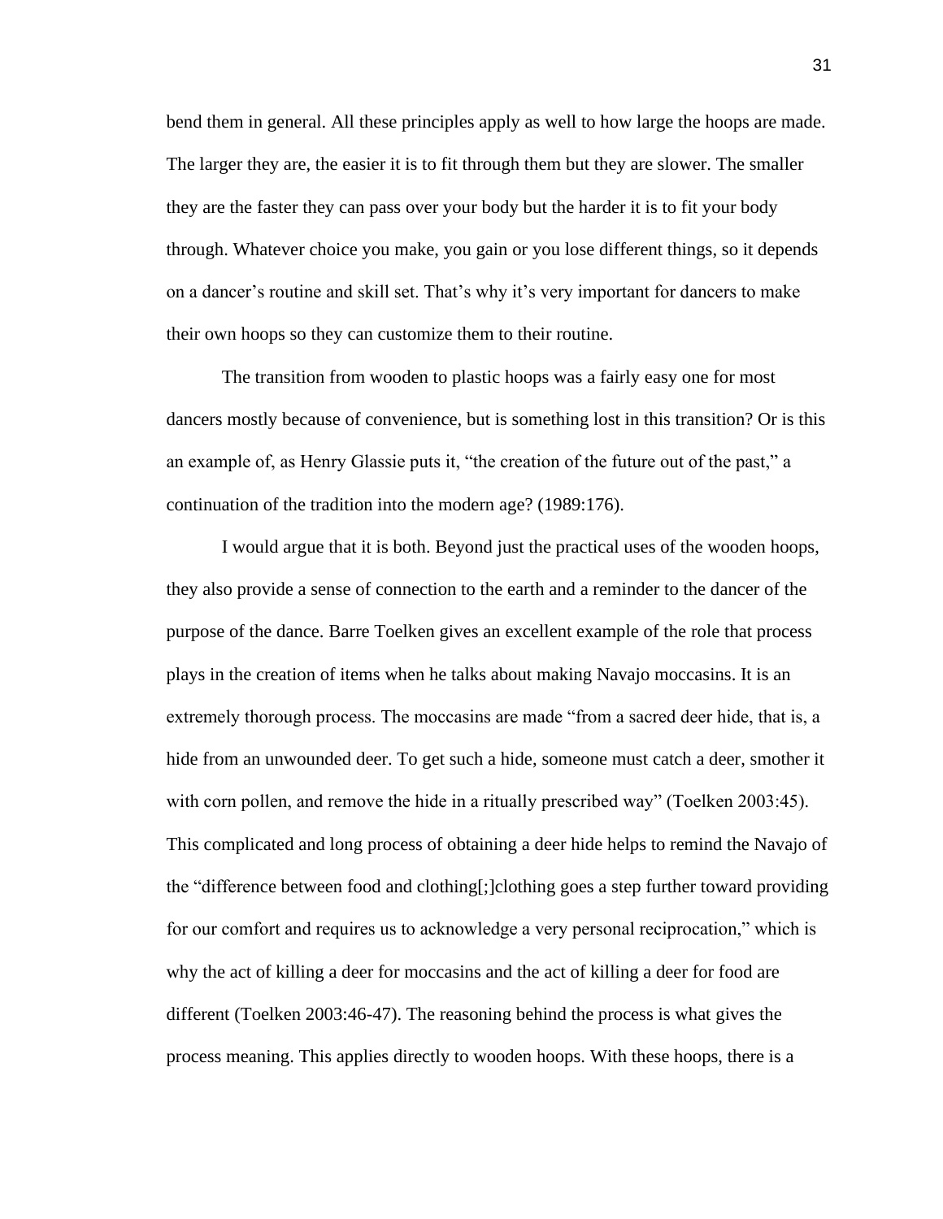bend them in general. All these principles apply as well to how large the hoops are made. The larger they are, the easier it is to fit through them but they are slower. The smaller they are the faster they can pass over your body but the harder it is to fit your body through. Whatever choice you make, you gain or you lose different things, so it depends on a dancer's routine and skill set. That's why it's very important for dancers to make their own hoops so they can customize them to their routine.

The transition from wooden to plastic hoops was a fairly easy one for most dancers mostly because of convenience, but is something lost in this transition? Or is this an example of, as Henry Glassie puts it, "the creation of the future out of the past," a continuation of the tradition into the modern age? (1989:176).

I would argue that it is both. Beyond just the practical uses of the wooden hoops, they also provide a sense of connection to the earth and a reminder to the dancer of the purpose of the dance. Barre Toelken gives an excellent example of the role that process plays in the creation of items when he talks about making Navajo moccasins. It is an extremely thorough process. The moccasins are made "from a sacred deer hide, that is, a hide from an unwounded deer. To get such a hide, someone must catch a deer, smother it with corn pollen, and remove the hide in a ritually prescribed way" (Toelken 2003:45). This complicated and long process of obtaining a deer hide helps to remind the Navajo of the "difference between food and clothing[;]clothing goes a step further toward providing for our comfort and requires us to acknowledge a very personal reciprocation," which is why the act of killing a deer for moccasins and the act of killing a deer for food are different (Toelken 2003:46-47). The reasoning behind the process is what gives the process meaning. This applies directly to wooden hoops. With these hoops, there is a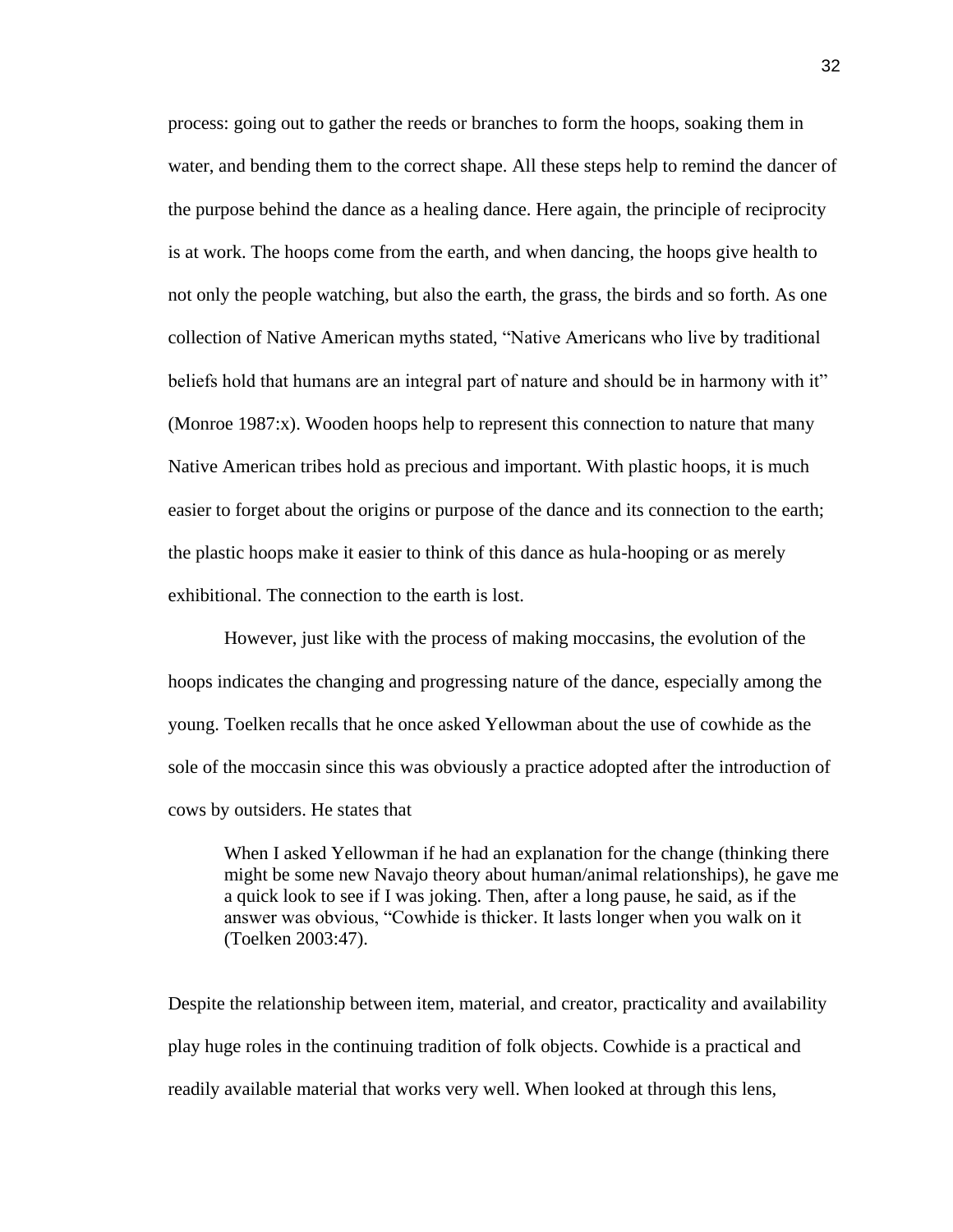process: going out to gather the reeds or branches to form the hoops, soaking them in water, and bending them to the correct shape. All these steps help to remind the dancer of the purpose behind the dance as a healing dance. Here again, the principle of reciprocity is at work. The hoops come from the earth, and when dancing, the hoops give health to not only the people watching, but also the earth, the grass, the birds and so forth. As one collection of Native American myths stated, "Native Americans who live by traditional beliefs hold that humans are an integral part of nature and should be in harmony with it" (Monroe 1987:x). Wooden hoops help to represent this connection to nature that many Native American tribes hold as precious and important. With plastic hoops, it is much easier to forget about the origins or purpose of the dance and its connection to the earth; the plastic hoops make it easier to think of this dance as hula-hooping or as merely exhibitional. The connection to the earth is lost.

However, just like with the process of making moccasins, the evolution of the hoops indicates the changing and progressing nature of the dance, especially among the young. Toelken recalls that he once asked Yellowman about the use of cowhide as the sole of the moccasin since this was obviously a practice adopted after the introduction of cows by outsiders. He states that

> When I asked Yellowman if he had an explanation for the change (thinking there might be some new Navajo theory about human/animal relationships), he gave me a quick look to see if I was joking. Then, after a long pause, he said, as if the answer was obvious, "Cowhide is thicker. It lasts longer when you walk on it (Toelken 2003:47).

Despite the relationship between item, material, and creator, practicality and availability play huge roles in the continuing tradition of folk objects. Cowhide is a practical and readily available material that works very well. When looked at through this lens,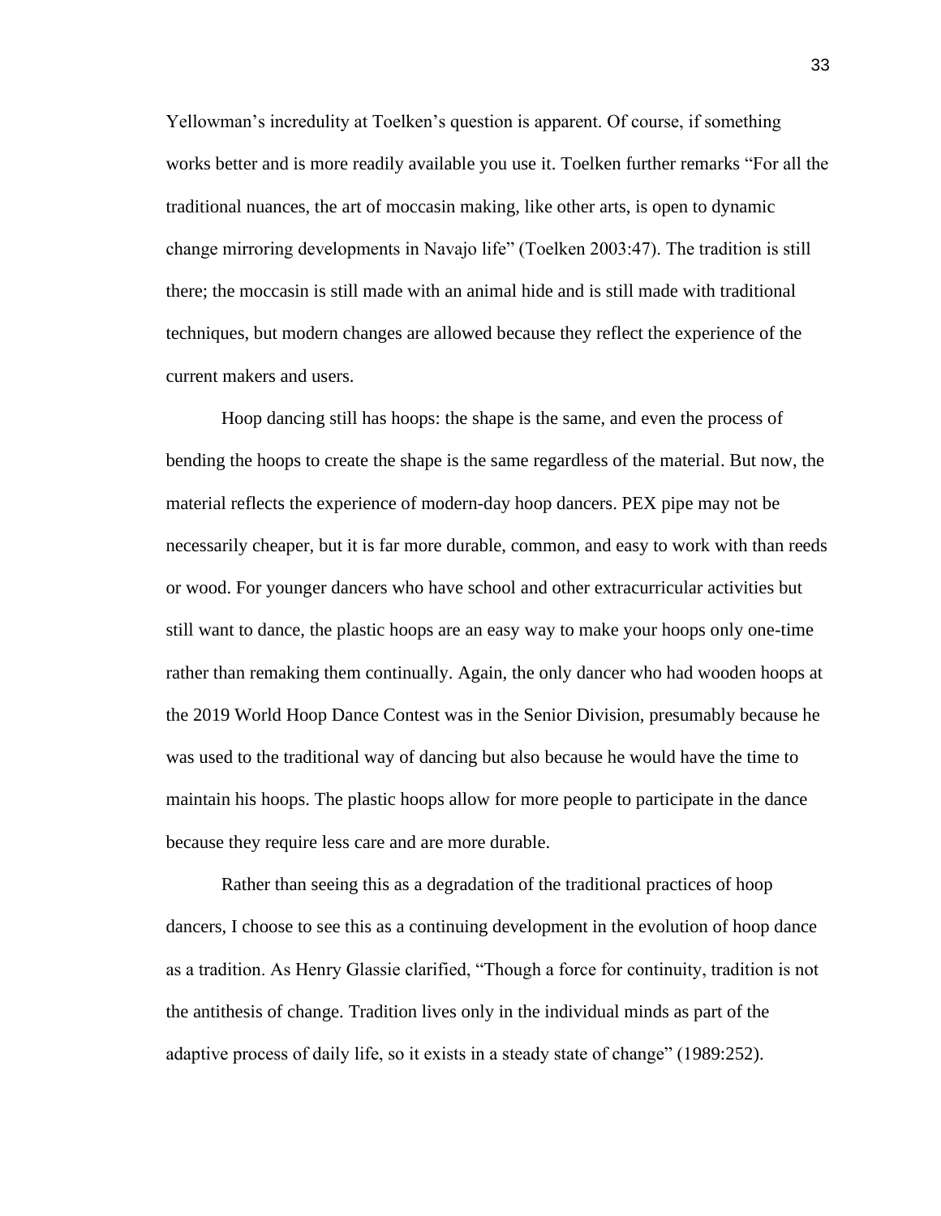Yellowman's incredulity at Toelken's question is apparent. Of course, if something works better and is more readily available you use it. Toelken further remarks "For all the traditional nuances, the art of moccasin making, like other arts, is open to dynamic change mirroring developments in Navajo life" (Toelken 2003:47). The tradition is still there; the moccasin is still made with an animal hide and is still made with traditional techniques, but modern changes are allowed because they reflect the experience of the current makers and users.

Hoop dancing still has hoops: the shape is the same, and even the process of bending the hoops to create the shape is the same regardless of the material. But now, the material reflects the experience of modern-day hoop dancers. PEX pipe may not be necessarily cheaper, but it is far more durable, common, and easy to work with than reeds or wood. For younger dancers who have school and other extracurricular activities but still want to dance, the plastic hoops are an easy way to make your hoops only one-time rather than remaking them continually. Again, the only dancer who had wooden hoops at the 2019 World Hoop Dance Contest was in the Senior Division, presumably because he was used to the traditional way of dancing but also because he would have the time to maintain his hoops. The plastic hoops allow for more people to participate in the dance because they require less care and are more durable.

Rather than seeing this as a degradation of the traditional practices of hoop dancers, I choose to see this as a continuing development in the evolution of hoop dance as a tradition. As Henry Glassie clarified, "Though a force for continuity, tradition is not the antithesis of change. Tradition lives only in the individual minds as part of the adaptive process of daily life, so it exists in a steady state of change" (1989:252).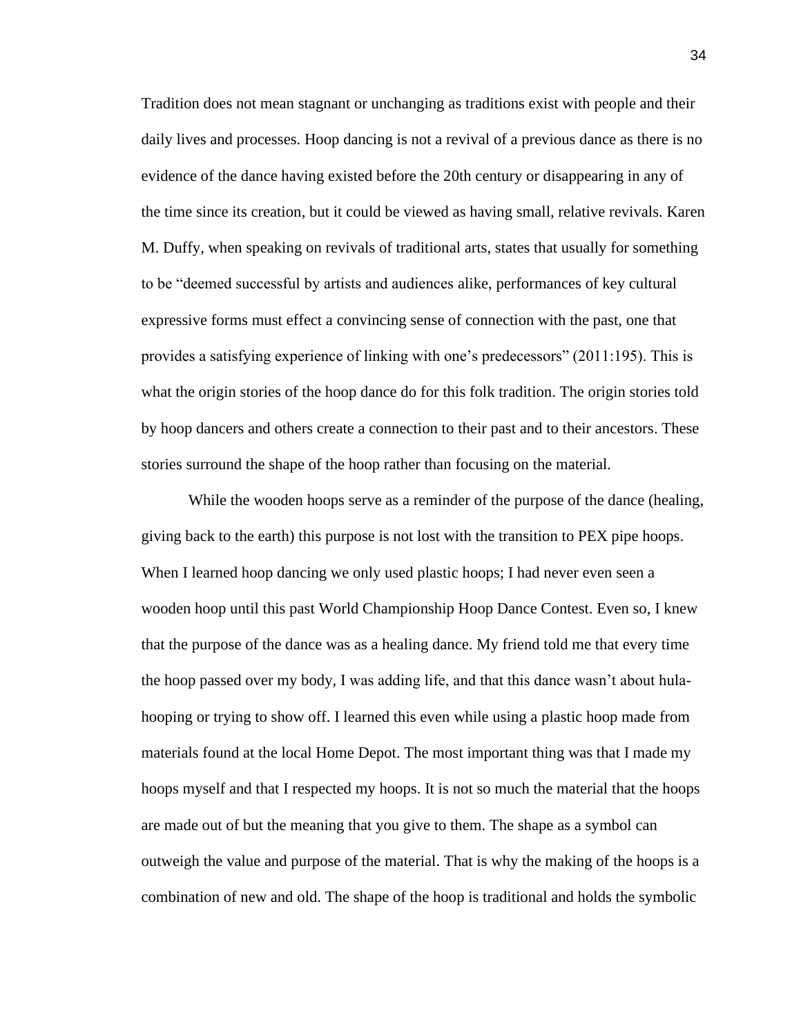Tradition does not mean stagnant or unchanging as traditions exist with people and their daily lives and processes. Hoop dancing is not a revival of a previous dance as there is no evidence of the dance having existed before the 20th century or disappearing in any of the time since its creation, but it could be viewed as having small, relative revivals. Karen M. Duffy, when speaking on revivals of traditional arts, states that usually for something to be "deemed successful by artists and audiences alike, performances of key cultural expressive forms must effect a convincing sense of connection with the past, one that provides a satisfying experience of linking with one's predecessors" (2011:195). This is what the origin stories of the hoop dance do for this folk tradition. The origin stories told by hoop dancers and others create a connection to their past and to their ancestors. These stories surround the shape of the hoop rather than focusing on the material.

While the wooden hoops serve as a reminder of the purpose of the dance (healing, giving back to the earth) this purpose is not lost with the transition to PEX pipe hoops. When I learned hoop dancing we only used plastic hoops; I had never even seen a wooden hoop until this past World Championship Hoop Dance Contest. Even so, I knew that the purpose of the dance was as a healing dance. My friend told me that every time the hoop passed over my body, I was adding life, and that this dance wasn't about hula-hooping or trying to show off. I learned this even while using a plastic hoop made from materials found at the local Home Depot. The most important thing was that I made my hoops myself and that I respected my hoops. It is not so much the material that the hoops are made out of but the meaning that you give to them. The shape as a symbol can outweigh the value and purpose of the material. That is why the making of the hoops is a combination of new and old. The shape of the hoop is traditional and holds the symbolic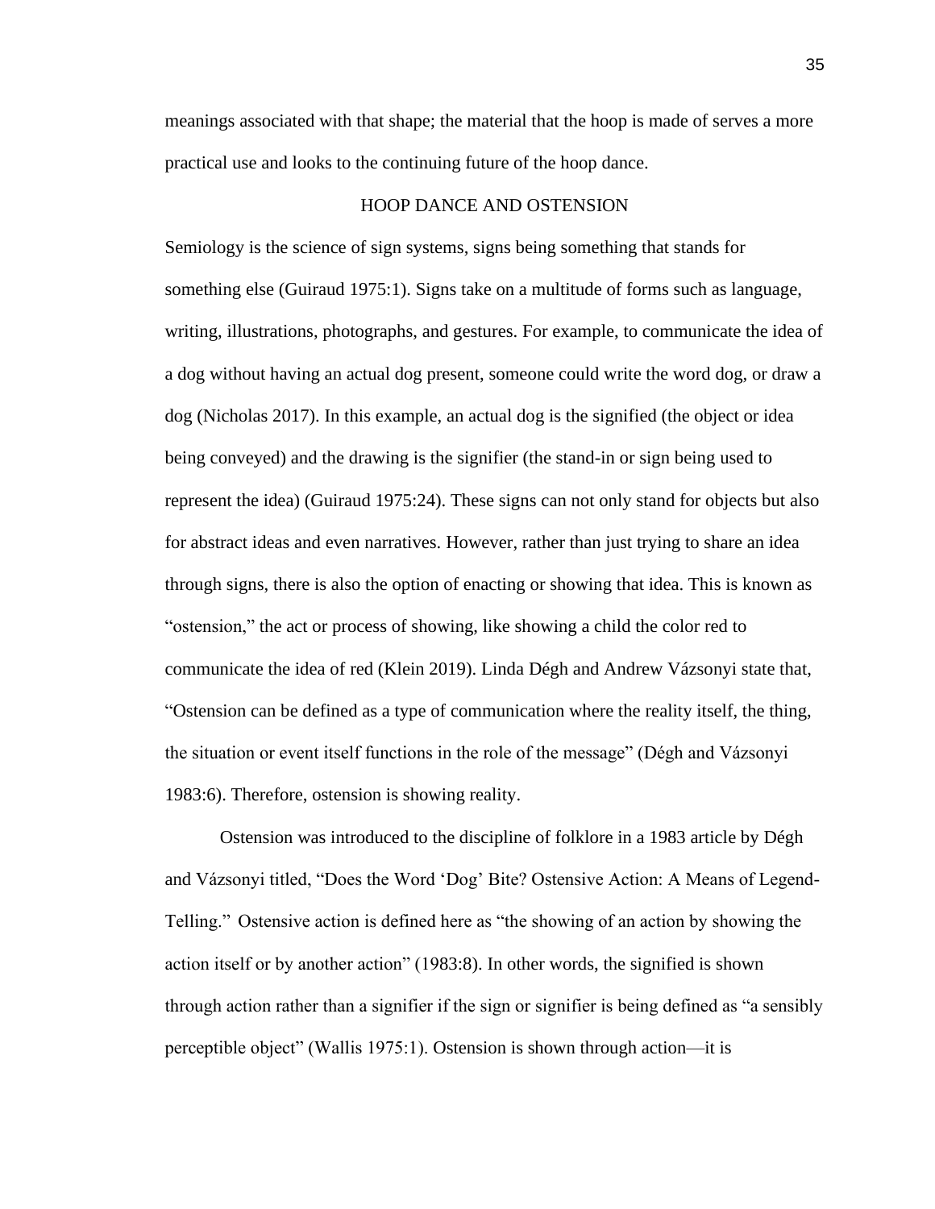meanings associated with that shape; the material that the hoop is made of serves a more practical use and looks to the continuing future of the hoop dance.

## HOOP DANCE AND OSTENSION

Semiology is the science of sign systems, signs being something that stands for something else (Guiraud 1975:1). Signs take on a multitude of forms such as language, writing, illustrations, photographs, and gestures. For example, to communicate the idea of a dog without having an actual dog present, someone could write the word dog, or draw a dog (Nicholas 2017). In this example, an actual dog is the signified (the object or idea being conveyed) and the drawing is the signifier (the stand-in or sign being used to represent the idea) (Guiraud 1975:24). These signs can not only stand for objects but also for abstract ideas and even narratives. However, rather than just trying to share an idea through signs, there is also the option of enacting or showing that idea. This is known as "ostension," the act or process of showing, like showing a child the color red to communicate the idea of red (Klein 2019). Linda Dégh and Andrew Vázsonyi state that, "Ostension can be defined as a type of communication where the reality itself, the thing, the situation or event itself functions in the role of the message" (Dégh and Vázsonyi 1983:6). Therefore, ostension is showing reality.

Ostension was introduced to the discipline of folklore in a 1983 article by Dégh and Vázsonyi titled, "Does the Word 'Dog' Bite? Ostensive Action: A Means of Legend-Telling." Ostensive action is defined here as "the showing of an action by showing the action itself or by another action" (1983:8). In other words, the signified is shown through action rather than a signifier if the sign or signifier is being defined as "a sensibly perceptible object" (Wallis 1975:1). Ostension is shown through action—it is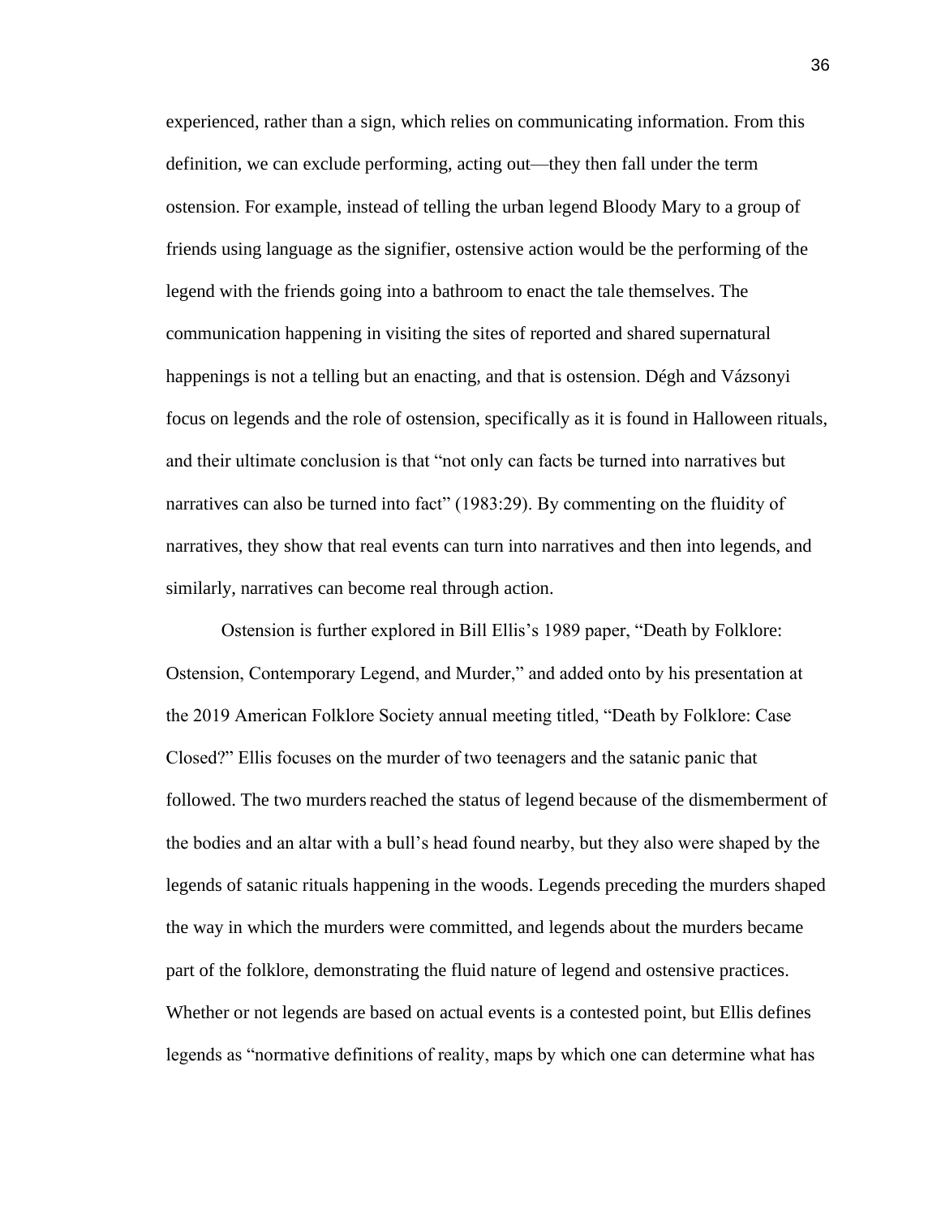experienced, rather than a sign, which relies on communicating information. From this definition, we can exclude performing, acting out—they then fall under the term ostension. For example, instead of telling the urban legend Bloody Mary to a group of friends using language as the signifier, ostensive action would be the performing of the legend with the friends going into a bathroom to enact the tale themselves. The communication happening in visiting the sites of reported and shared supernatural happenings is not a telling but an enacting, and that is ostension. Dégh and Vázsonyi focus on legends and the role of ostension, specifically as it is found in Halloween rituals, and their ultimate conclusion is that "not only can facts be turned into narratives but narratives can also be turned into fact" (1983:29). By commenting on the fluidity of narratives, they show that real events can turn into narratives and then into legends, and similarly, narratives can become real through action.

Ostension is further explored in Bill Ellis's 1989 paper, "Death by Folklore: Ostension, Contemporary Legend, and Murder," and added onto by his presentation at the 2019 American Folklore Society annual meeting titled, "Death by Folklore: Case Closed?" Ellis focuses on the murder of two teenagers and the satanic panic that followed. The two murders reached the status of legend because of the dismemberment of the bodies and an altar with a bull's head found nearby, but they also were shaped by the legends of satanic rituals happening in the woods. Legends preceding the murders shaped the way in which the murders were committed, and legends about the murders became part of the folklore, demonstrating the fluid nature of legend and ostensive practices. Whether or not legends are based on actual events is a contested point, but Ellis defines legends as "normative definitions of reality, maps by which one can determine what has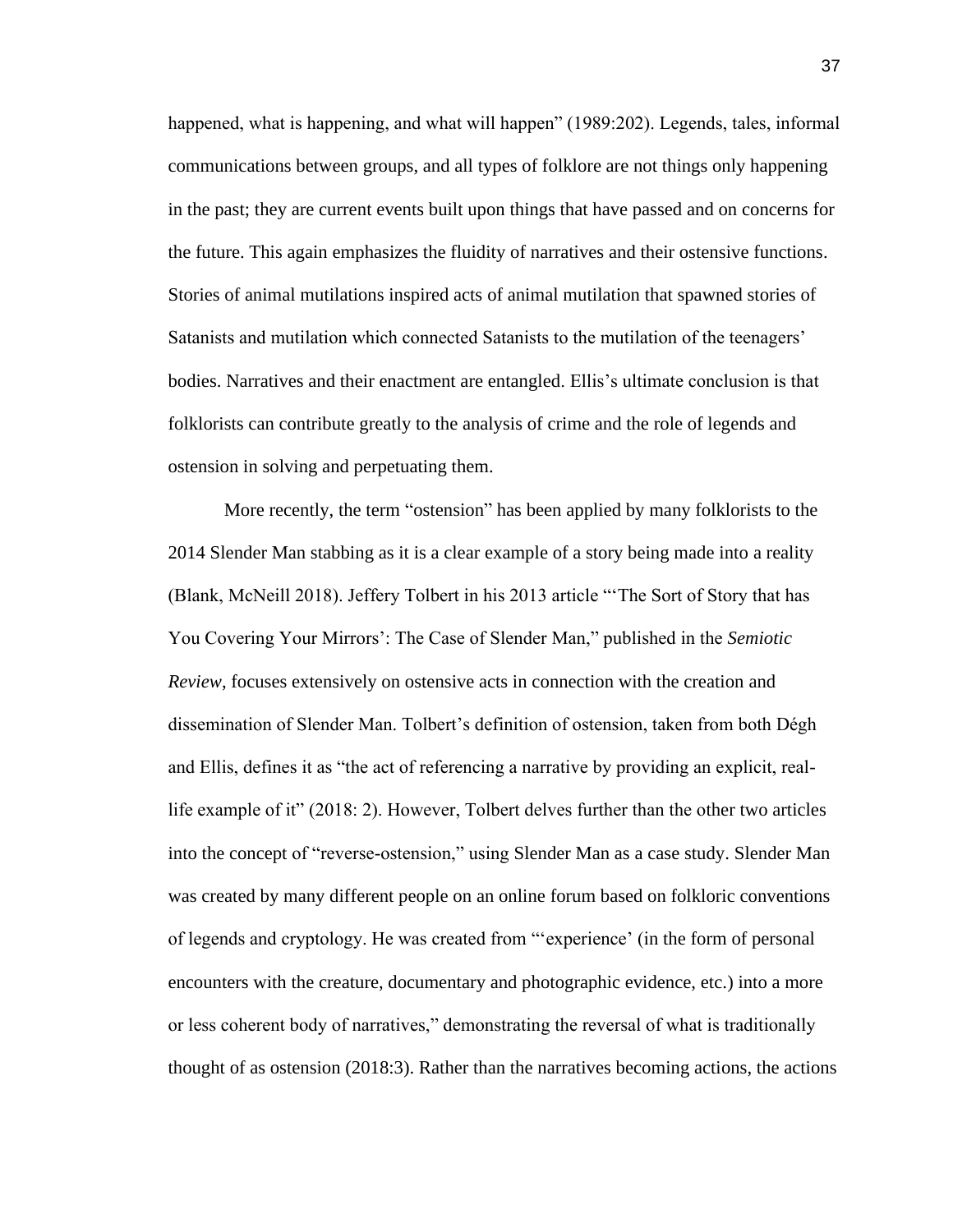happened, what is happening, and what will happen" (1989:202). Legends, tales, informal communications between groups, and all types of folklore are not things only happening in the past; they are current events built upon things that have passed and on concerns for the future. This again emphasizes the fluidity of narratives and their ostensive functions. Stories of animal mutilations inspired acts of animal mutilation that spawned stories of Satanists and mutilation which connected Satanists to the mutilation of the teenagers' bodies. Narratives and their enactment are entangled. Ellis's ultimate conclusion is that folklorists can contribute greatly to the analysis of crime and the role of legends and ostension in solving and perpetuating them.

More recently, the term "ostension" has been applied by many folklorists to the 2014 Slender Man stabbing as it is a clear example of a story being made into a reality (Blank, McNeill 2018). Jeffery Tolbert in his 2013 article "'The Sort of Story that has You Covering Your Mirrors': The Case of Slender Man," published in the *Semiotic Review*, focuses extensively on ostensive acts in connection with the creation and dissemination of Slender Man. Tolbert's definition of ostension, taken from both Dégh and Ellis, defines it as "the act of referencing a narrative by providing an explicit, real-life example of it" (2018: 2). However, Tolbert delves further than the other two articles into the concept of "reverse-ostension," using Slender Man as a case study. Slender Man was created by many different people on an online forum based on folkloric conventions of legends and cryptology. He was created from "'experience' (in the form of personal encounters with the creature, documentary and photographic evidence, etc.) into a more or less coherent body of narratives," demonstrating the reversal of what is traditionally thought of as ostension (2018:3). Rather than the narratives becoming actions, the actions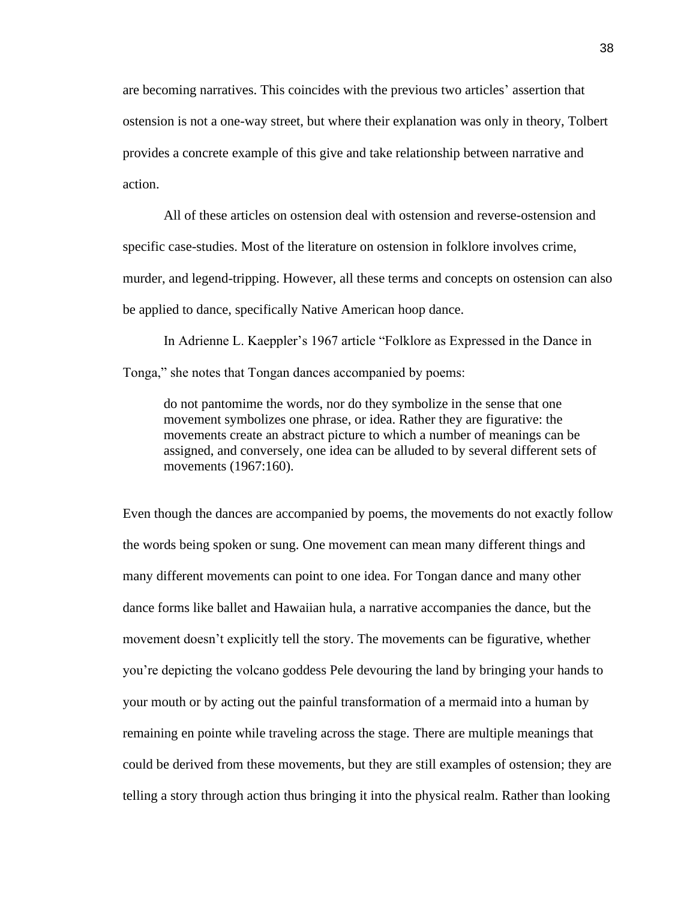are becoming narratives. This coincides with the previous two articles' assertion that ostension is not a one-way street, but where their explanation was only in theory, Tolbert provides a concrete example of this give and take relationship between narrative and action.

All of these articles on ostension deal with ostension and reverse-ostension and specific case-studies. Most of the literature on ostension in folklore involves crime, murder, and legend-tripping. However, all these terms and concepts on ostension can also be applied to dance, specifically Native American hoop dance.

In Adrienne L. Kaeppler's 1967 article "Folklore as Expressed in the Dance in Tonga," she notes that Tongan dances accompanied by poems:

> do not pantomime the words, nor do they symbolize in the sense that one movement symbolizes one phrase, or idea. Rather they are figurative: the movements create an abstract picture to which a number of meanings can be assigned, and conversely, one idea can be alluded to by several different sets of movements (1967:160).

Even though the dances are accompanied by poems, the movements do not exactly follow the words being spoken or sung. One movement can mean many different things and many different movements can point to one idea. For Tongan dance and many other dance forms like ballet and Hawaiian hula, a narrative accompanies the dance, but the movement doesn't explicitly tell the story. The movements can be figurative, whether you're depicting the volcano goddess Pele devouring the land by bringing your hands to your mouth or by acting out the painful transformation of a mermaid into a human by remaining en pointe while traveling across the stage. There are multiple meanings that could be derived from these movements, but they are still examples of ostension; they are telling a story through action thus bringing it into the physical realm. Rather than looking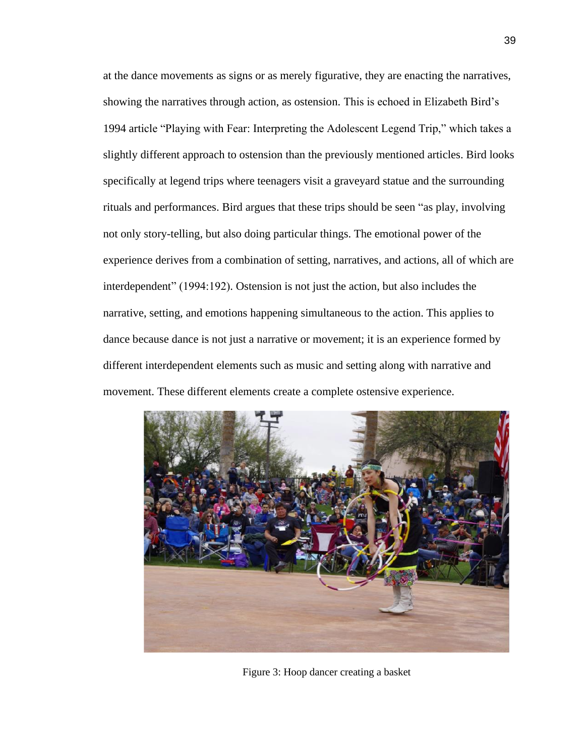at the dance movements as signs or as merely figurative, they are enacting the narratives, showing the narratives through action, as ostension. This is echoed in Elizabeth Bird's 1994 article "Playing with Fear: Interpreting the Adolescent Legend Trip," which takes a slightly different approach to ostension than the previously mentioned articles. Bird looks specifically at legend trips where teenagers visit a graveyard statue and the surrounding rituals and performances. Bird argues that these trips should be seen "as play, involving not only story-telling, but also doing particular things. The emotional power of the experience derives from a combination of setting, narratives, and actions, all of which are interdependent" (1994:192). Ostension is not just the action, but also includes the narrative, setting, and emotions happening simultaneous to the action. This applies to dance because dance is not just a narrative or movement; it is an experience formed by different interdependent elements such as music and setting along with narrative and movement. These different elements create a complete ostensive experience.

Figure 3: Hoop dancer creating a basket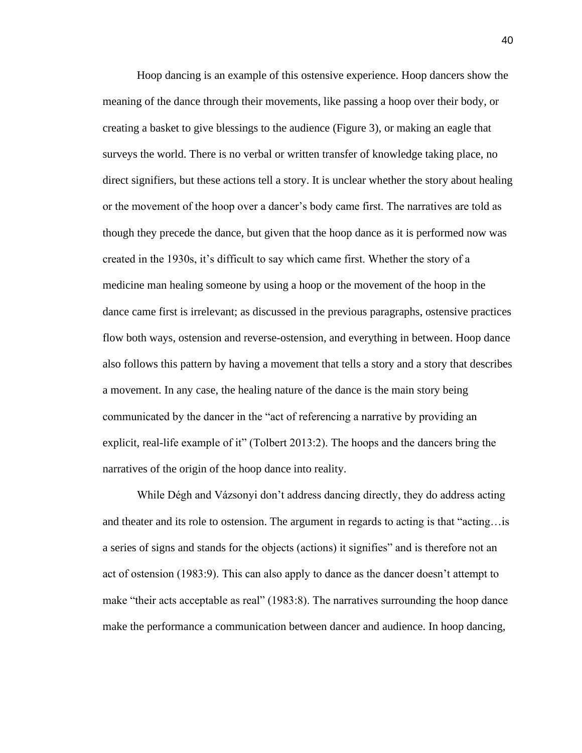Hoop dancing is an example of this ostensive experience. Hoop dancers show the meaning of the dance through their movements, like passing a hoop over their body, or creating a basket to give blessings to the audience (Figure 3), or making an eagle that surveys the world. There is no verbal or written transfer of knowledge taking place, no direct signifiers, but these actions tell a story. It is unclear whether the story about healing or the movement of the hoop over a dancer's body came first. The narratives are told as though they precede the dance, but given that the hoop dance as it is performed now was created in the 1930s, it's difficult to say which came first. Whether the story of a medicine man healing someone by using a hoop or the movement of the hoop in the dance came first is irrelevant; as discussed in the previous paragraphs, ostensive practices flow both ways, ostension and reverse-ostension, and everything in between. Hoop dance also follows this pattern by having a movement that tells a story and a story that describes a movement. In any case, the healing nature of the dance is the main story being communicated by the dancer in the "act of referencing a narrative by providing an explicit, real-life example of it" (Tolbert 2013:2). The hoops and the dancers bring the narratives of the origin of the hoop dance into reality.

While Dégh and Vázsonyi don't address dancing directly, they do address acting and theater and its role to ostension. The argument in regards to acting is that "acting…is a series of signs and stands for the objects (actions) it signifies" and is therefore not an act of ostension (1983:9). This can also apply to dance as the dancer doesn't attempt to make "their acts acceptable as real" (1983:8). The narratives surrounding the hoop dance make the performance a communication between dancer and audience. In hoop dancing,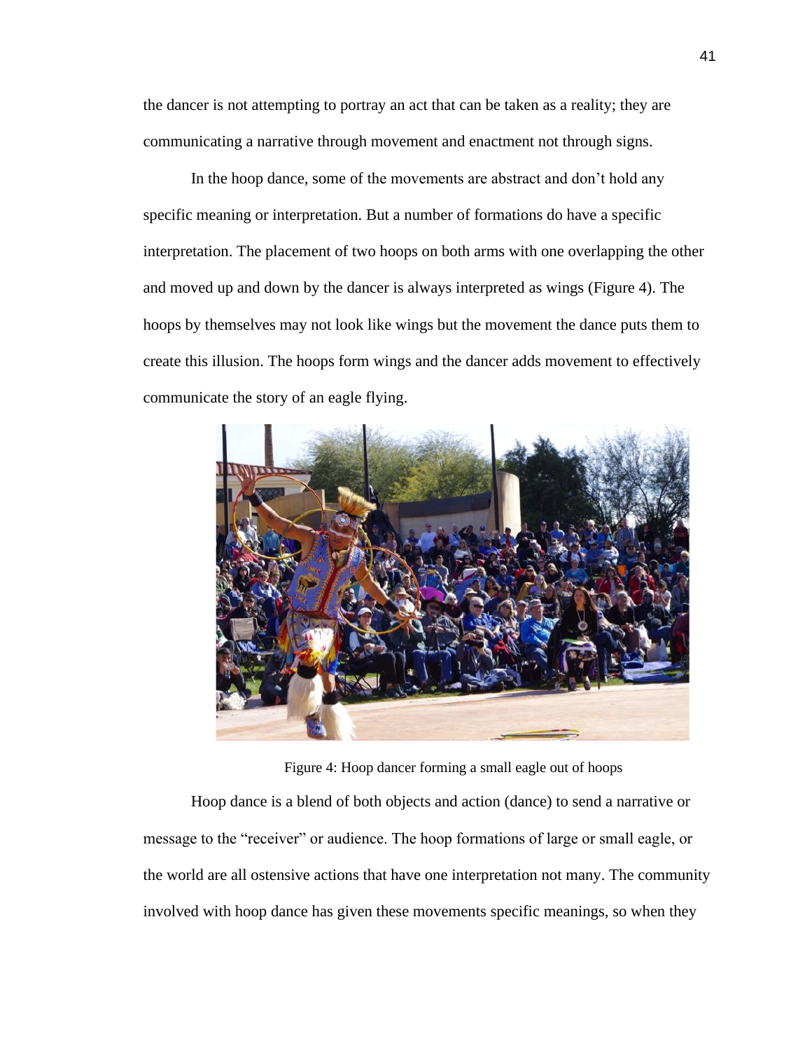the dancer is not attempting to portray an act that can be taken as a reality; they are communicating a narrative through movement and enactment not through signs.

In the hoop dance, some of the movements are abstract and don't hold any specific meaning or interpretation. But a number of formations do have a specific interpretation. The placement of two hoops on both arms with one overlapping the other and moved up and down by the dancer is always interpreted as wings (Figure 4). The hoops by themselves may not look like wings but the movement the dance puts them to create this illusion. The hoops form wings and the dancer adds movement to effectively communicate the story of an eagle flying.

Figure 4: Hoop dancer forming a small eagle out of hoops

Hoop dance is a blend of both objects and action (dance) to send a narrative or message to the "receiver" or audience. The hoop formations of large or small eagle, or the world are all ostensive actions that have one interpretation not many. The community involved with hoop dance has given these movements specific meanings, so when they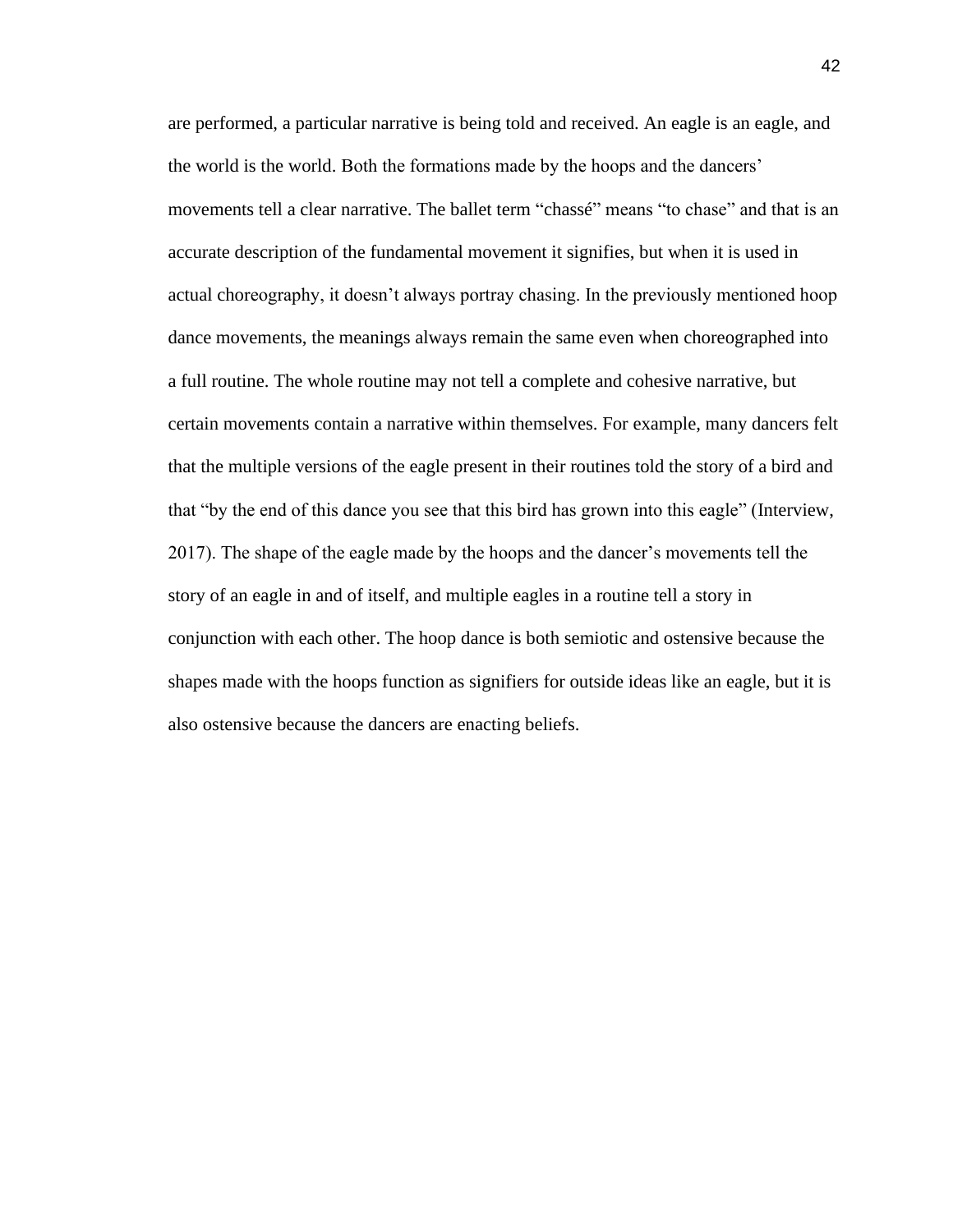are performed, a particular narrative is being told and received. An eagle is an eagle, and the world is the world. Both the formations made by the hoops and the dancers' movements tell a clear narrative. The ballet term "chassé" means "to chase" and that is an accurate description of the fundamental movement it signifies, but when it is used in actual choreography, it doesn't always portray chasing. In the previously mentioned hoop dance movements, the meanings always remain the same even when choreographed into a full routine. The whole routine may not tell a complete and cohesive narrative, but certain movements contain a narrative within themselves. For example, many dancers felt that the multiple versions of the eagle present in their routines told the story of a bird and that "by the end of this dance you see that this bird has grown into this eagle" (Interview, 2017). The shape of the eagle made by the hoops and the dancer's movements tell the story of an eagle in and of itself, and multiple eagles in a routine tell a story in conjunction with each other. The hoop dance is both semiotic and ostensive because the shapes made with the hoops function as signifiers for outside ideas like an eagle, but it is also ostensive because the dancers are enacting beliefs.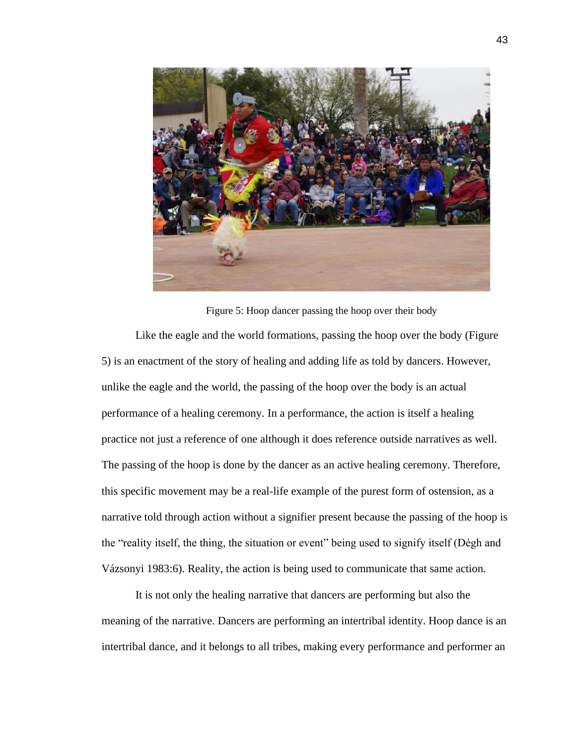Figure 5: Hoop dancer passing the hoop over their body

Like the eagle and the world formations, passing the hoop over the body (Figure 5) is an enactment of the story of healing and adding life as told by dancers. However, unlike the eagle and the world, the passing of the hoop over the body is an actual performance of a healing ceremony. In a performance, the action is itself a healing practice not just a reference of one although it does reference outside narratives as well. The passing of the hoop is done by the dancer as an active healing ceremony. Therefore, this specific movement may be a real-life example of the purest form of ostension, as a narrative told through action without a signifier present because the passing of the hoop is the "reality itself, the thing, the situation or event" being used to signify itself (Dégh and Vázsonyi 1983:6). Reality, the action is being used to communicate that same action.

It is not only the healing narrative that dancers are performing but also the meaning of the narrative. Dancers are performing an intertribal identity. Hoop dance is an intertribal dance, and it belongs to all tribes, making every performance and performer an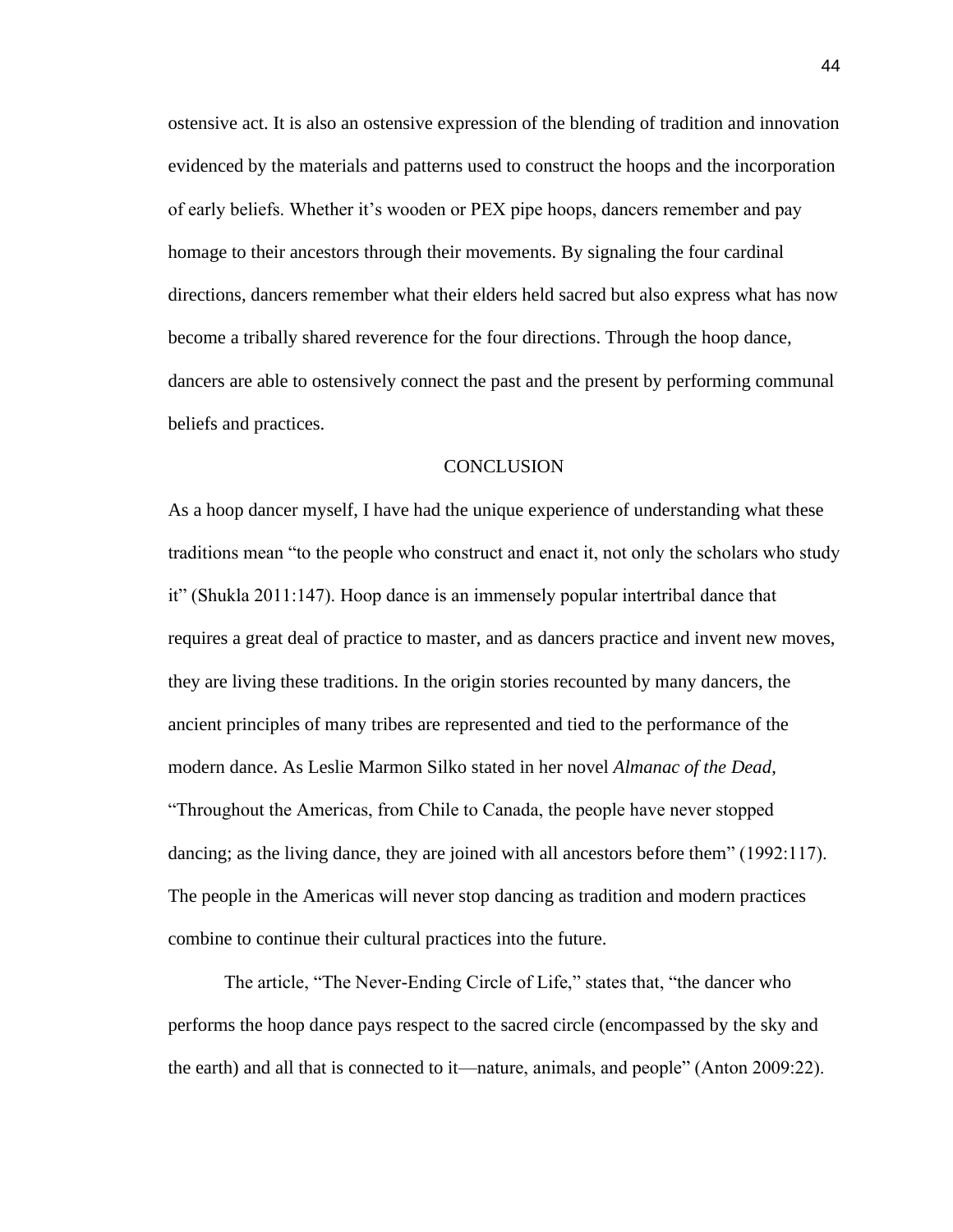ostensive act. It is also an ostensive expression of the blending of tradition and innovation evidenced by the materials and patterns used to construct the hoops and the incorporation of early beliefs. Whether it's wooden or PEX pipe hoops, dancers remember and pay homage to their ancestors through their movements. By signaling the four cardinal directions, dancers remember what their elders held sacred but also express what has now become a tribally shared reverence for the four directions. Through the hoop dance, dancers are able to ostensively connect the past and the present by performing communal beliefs and practices.

## CONCLUSION

As a hoop dancer myself, I have had the unique experience of understanding what these traditions mean "to the people who construct and enact it, not only the scholars who study it" (Shukla 2011:147). Hoop dance is an immensely popular intertribal dance that requires a great deal of practice to master, and as dancers practice and invent new moves, they are living these traditions. In the origin stories recounted by many dancers, the ancient principles of many tribes are represented and tied to the performance of the modern dance. As Leslie Marmon Silko stated in her novel *Almanac of the Dead*, "Throughout the Americas, from Chile to Canada, the people have never stopped dancing; as the living dance, they are joined with all ancestors before them" (1992:117). The people in the Americas will never stop dancing as tradition and modern practices combine to continue their cultural practices into the future.

The article, "The Never-Ending Circle of Life," states that, "the dancer who performs the hoop dance pays respect to the sacred circle (encompassed by the sky and the earth) and all that is connected to it—nature, animals, and people" (Anton 2009:22).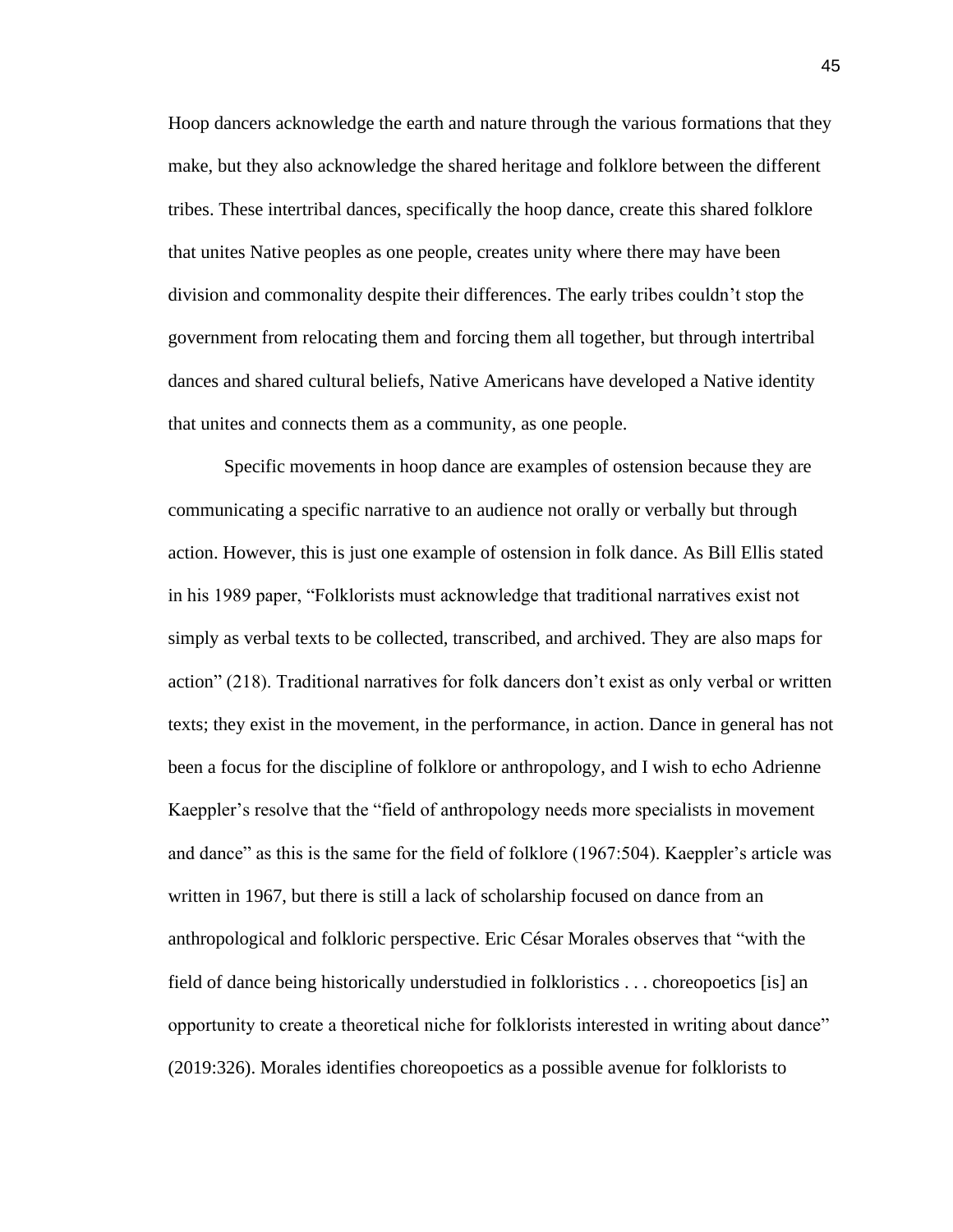Hoop dancers acknowledge the earth and nature through the various formations that they make, but they also acknowledge the shared heritage and folklore between the different tribes. These intertribal dances, specifically the hoop dance, create this shared folklore that unites Native peoples as one people, creates unity where there may have been division and commonality despite their differences. The early tribes couldn't stop the government from relocating them and forcing them all together, but through intertribal dances and shared cultural beliefs, Native Americans have developed a Native identity that unites and connects them as a community, as one people.

Specific movements in hoop dance are examples of ostension because they are communicating a specific narrative to an audience not orally or verbally but through action. However, this is just one example of ostension in folk dance. As Bill Ellis stated in his 1989 paper, "Folklorists must acknowledge that traditional narratives exist not simply as verbal texts to be collected, transcribed, and archived. They are also maps for action" (218). Traditional narratives for folk dancers don't exist as only verbal or written texts; they exist in the movement, in the performance, in action. Dance in general has not been a focus for the discipline of folklore or anthropology, and I wish to echo Adrienne Kaeppler's resolve that the "field of anthropology needs more specialists in movement and dance" as this is the same for the field of folklore (1967:504). Kaeppler's article was written in 1967, but there is still a lack of scholarship focused on dance from an anthropological and folkloric perspective. Eric César Morales observes that "with the field of dance being historically understudied in folkloristics . . . choreopoetics [is] an opportunity to create a theoretical niche for folklorists interested in writing about dance" (2019:326). Morales identifies choreopoetics as a possible avenue for folklorists to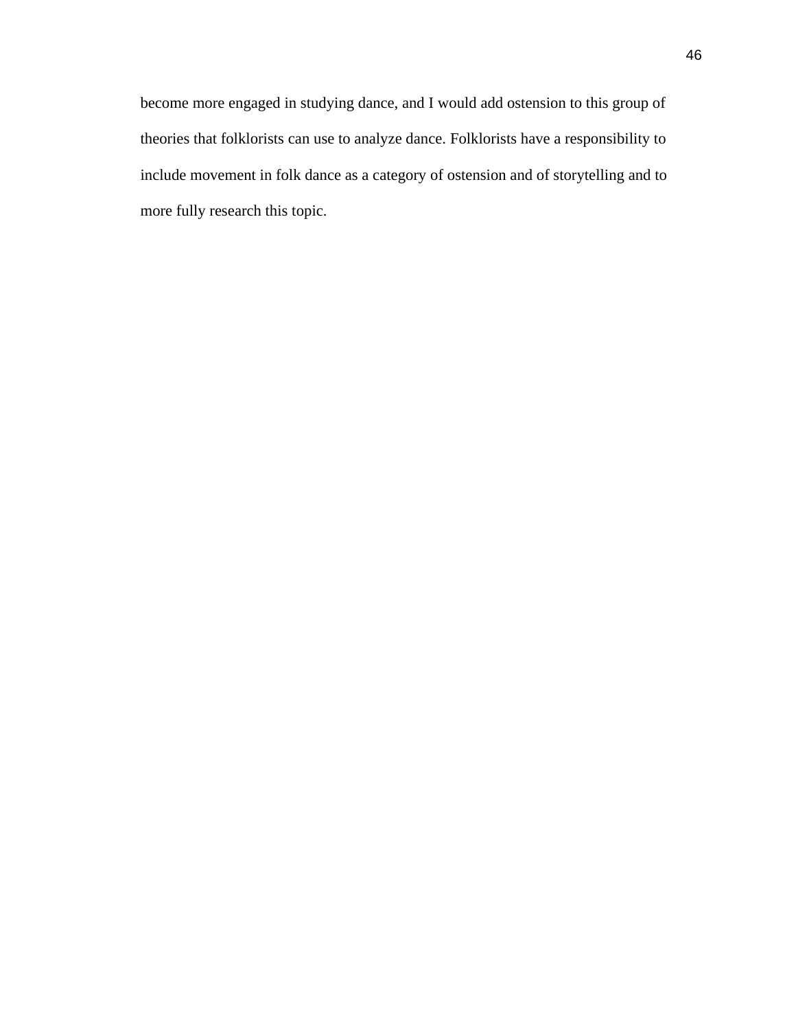become more engaged in studying dance, and I would add ostension to this group of theories that folklorists can use to analyze dance. Folklorists have a responsibility to include movement in folk dance as a category of ostension and of storytelling and to more fully research this topic.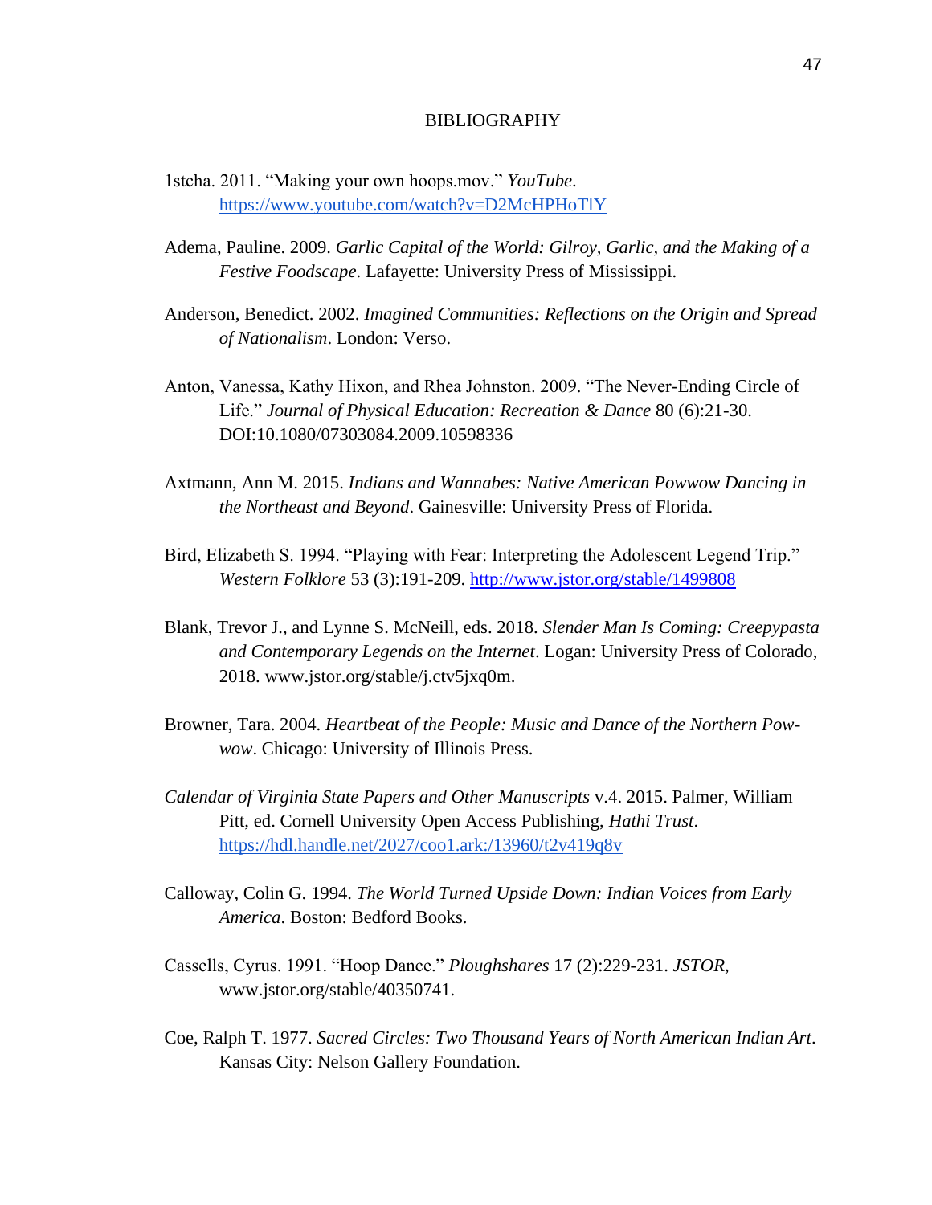# BIBLIOGRAPHY

1stcha. 2011. "Making your own hoops.mov." *YouTube*. https://www.youtube.com/watch?v=D2McHPHoTlY

Adema, Pauline. 2009. *Garlic Capital of the World: Gilroy, Garlic, and the Making of a Festive Foodscape*. Lafayette: University Press of Mississippi.

Anderson, Benedict. 2002. *Imagined Communities: Reflections on the Origin and Spread of Nationalism*. London: Verso.

Anton, Vanessa, Kathy Hixon, and Rhea Johnston. 2009. "The Never-Ending Circle of Life." *Journal of Physical Education: Recreation & Dance* 80 (6):21-30. DOI:10.1080/07303084.2009.10598336

Axtmann, Ann M. 2015. *Indians and Wannabes: Native American Powwow Dancing in the Northeast and Beyond*. Gainesville: University Press of Florida.

Bird, Elizabeth S. 1994. "Playing with Fear: Interpreting the Adolescent Legend Trip." *Western Folklore* 53 (3):191-209. http://www.jstor.org/stable/1499808

Blank, Trevor J., and Lynne S. McNeill, eds. 2018. *Slender Man Is Coming: Creepypasta and Contemporary Legends on the Internet*. Logan: University Press of Colorado, 2018. www.jstor.org/stable/j.ctv5jxq0m.

Browner, Tara. 2004. *Heartbeat of the People: Music and Dance of the Northern Pow-wow*. Chicago: University of Illinois Press.

*Calendar of Virginia State Papers and Other Manuscripts* v.4. 2015. Palmer, William Pitt, ed. Cornell University Open Access Publishing, *Hathi Trust*. https://hdl.handle.net/2027/coo1.ark:/13960/t2v419q8v

Calloway, Colin G. 1994. *The World Turned Upside Down: Indian Voices from Early America*. Boston: Bedford Books.

Cassells, Cyrus. 1991. "Hoop Dance." *Ploughshares* 17 (2):229-231. *JSTOR*, www.jstor.org/stable/40350741.

Coe, Ralph T. 1977. *Sacred Circles: Two Thousand Years of North American Indian Art*. Kansas City: Nelson Gallery Foundation.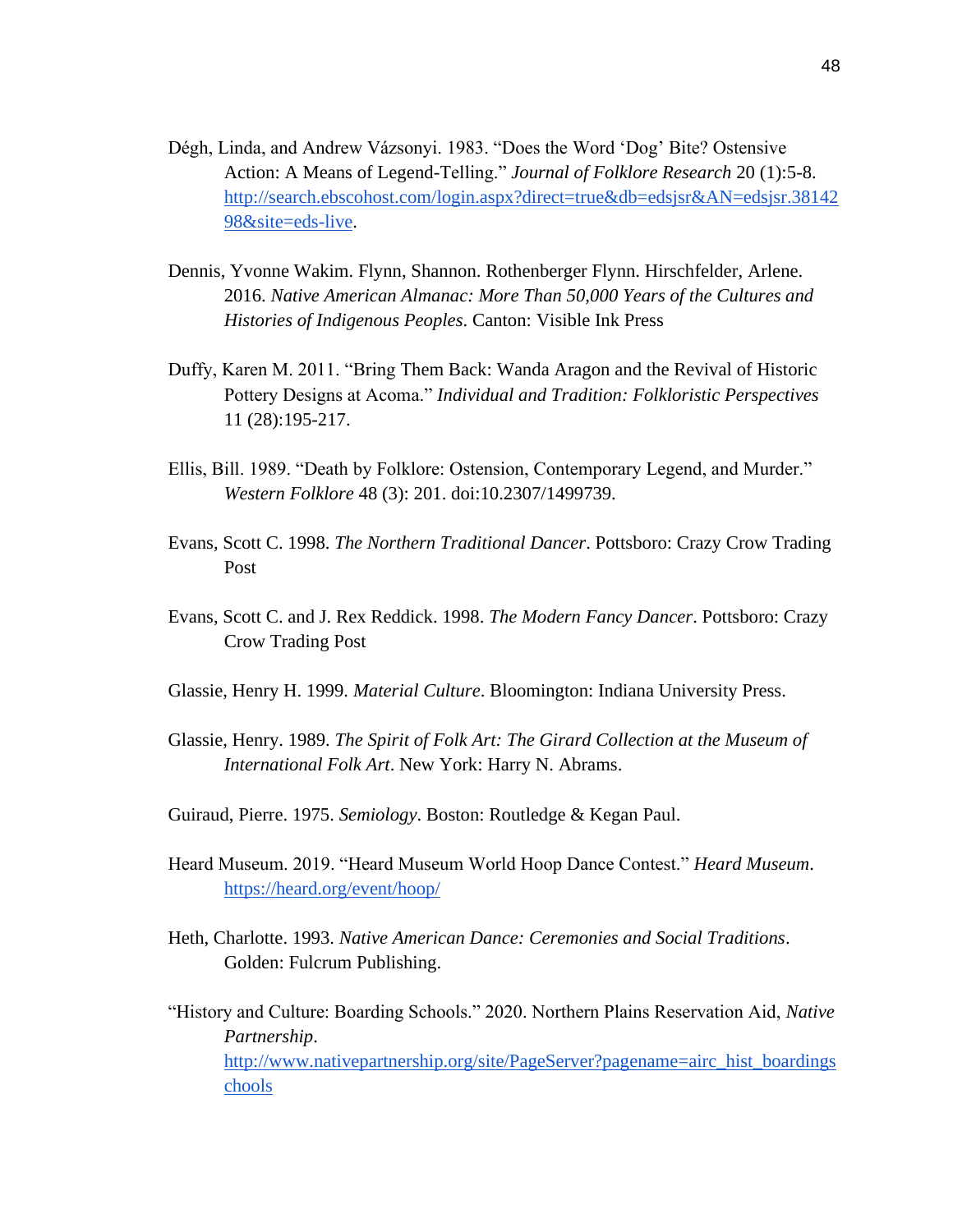Dégh, Linda, and Andrew Vázsonyi. 1983. "Does the Word 'Dog' Bite? Ostensive Action: A Means of Legend-Telling." *Journal of Folklore Research* 20 (1):5-8. http://search.ebscohost.com/login.aspx?direct=true&db=edsjsr&AN=edsjsr.3814298&site=eds-live.

Dennis, Yvonne Wakim. Flynn, Shannon. Rothenberger Flynn. Hirschfelder, Arlene. 2016. *Native American Almanac: More Than 50,000 Years of the Cultures and Histories of Indigenous Peoples*. Canton: Visible Ink Press

Duffy, Karen M. 2011. "Bring Them Back: Wanda Aragon and the Revival of Historic Pottery Designs at Acoma." *Individual and Tradition: Folkloristic Perspectives* 11 (28):195-217.

Ellis, Bill. 1989. "Death by Folklore: Ostension, Contemporary Legend, and Murder." *Western Folklore* 48 (3): 201. doi:10.2307/1499739.

Evans, Scott C. 1998. *The Northern Traditional Dancer*. Pottsboro: Crazy Crow Trading Post

Evans, Scott C. and J. Rex Reddick. 1998. *The Modern Fancy Dancer*. Pottsboro: Crazy Crow Trading Post

Glassie, Henry H. 1999. *Material Culture*. Bloomington: Indiana University Press.

Glassie, Henry. 1989. *The Spirit of Folk Art: The Girard Collection at the Museum of International Folk Art*. New York: Harry N. Abrams.

Guiraud, Pierre. 1975. *Semiology*. Boston: Routledge & Kegan Paul.

Heard Museum. 2019. "Heard Museum World Hoop Dance Contest." *Heard Museum*. https://heard.org/event/hoop/

Heth, Charlotte. 1993. *Native American Dance: Ceremonies and Social Traditions*. Golden: Fulcrum Publishing.

"History and Culture: Boarding Schools." 2020. Northern Plains Reservation Aid, *Native Partnership*. http://www.nativepartnership.org/site/PageServer?pagename=airc_hist_boardingschools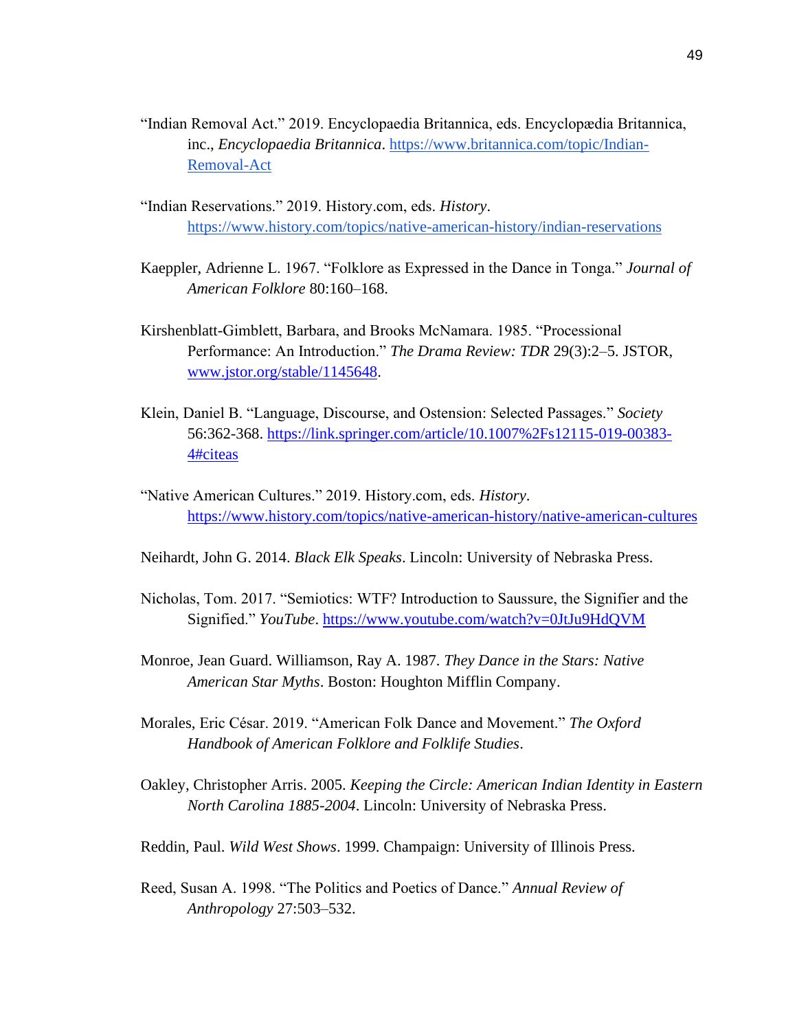"Indian Removal Act." 2019. Encyclopaedia Britannica, eds. Encyclopædia Britannica, inc., *Encyclopaedia Britannica*. https://www.britannica.com/topic/Indian-Removal-Act

"Indian Reservations." 2019. History.com, eds. *History*. https://www.history.com/topics/native-american-history/indian-reservations

Kaeppler, Adrienne L. 1967. "Folklore as Expressed in the Dance in Tonga." *Journal of American Folklore* 80:160–168.

Kirshenblatt-Gimblett, Barbara, and Brooks McNamara. 1985. "Processional Performance: An Introduction." *The Drama Review: TDR* 29(3):2–5. JSTOR, www.jstor.org/stable/1145648.

Klein, Daniel B. "Language, Discourse, and Ostension: Selected Passages." *Society* 56:362-368. https://link.springer.com/article/10.1007%2Fs12115-019-00383-4#citeas

"Native American Cultures." 2019. History.com, eds. *History*. https://www.history.com/topics/native-american-history/native-american-cultures

Neihardt, John G. 2014. *Black Elk Speaks*. Lincoln: University of Nebraska Press.

Nicholas, Tom. 2017. "Semiotics: WTF? Introduction to Saussure, the Signifier and the Signified." *YouTube*. https://www.youtube.com/watch?v=0JtJu9HdQVM

Monroe, Jean Guard. Williamson, Ray A. 1987. *They Dance in the Stars: Native American Star Myths*. Boston: Houghton Mifflin Company.

Morales, Eric César. 2019. "American Folk Dance and Movement." *The Oxford Handbook of American Folklore and Folklife Studies*.

Oakley, Christopher Arris. 2005. *Keeping the Circle: American Indian Identity in Eastern North Carolina 1885-2004*. Lincoln: University of Nebraska Press.

Reddin, Paul. *Wild West Shows*. 1999. Champaign: University of Illinois Press.

Reed, Susan A. 1998. "The Politics and Poetics of Dance." *Annual Review of Anthropology* 27:503–532.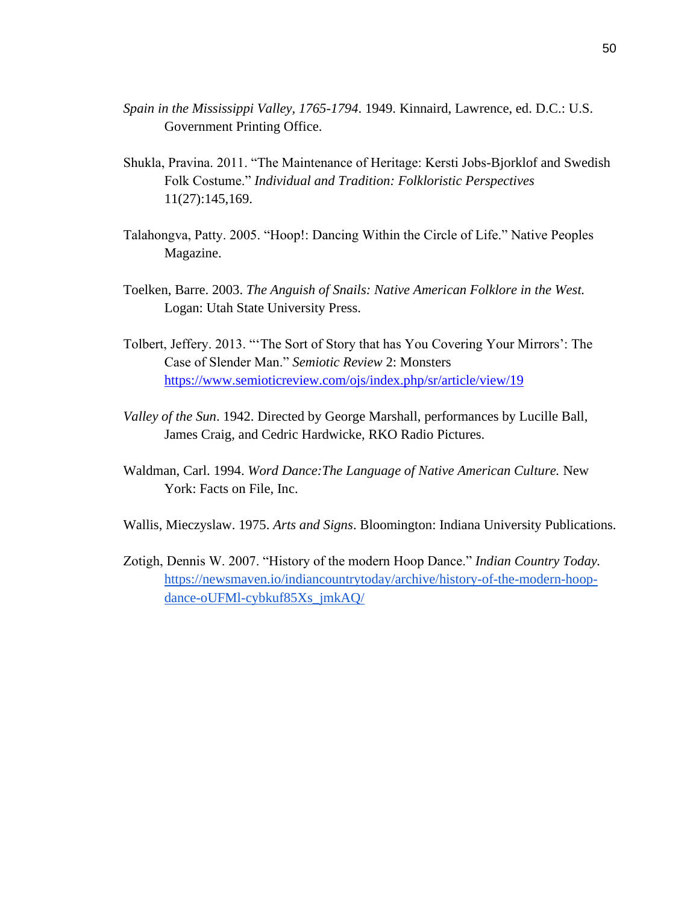*Spain in the Mississippi Valley, 1765-1794*. 1949. Kinnaird, Lawrence, ed. D.C.: U.S. Government Printing Office.

Shukla, Pravina. 2011. "The Maintenance of Heritage: Kersti Jobs-Bjorklof and Swedish Folk Costume." *Individual and Tradition: Folkloristic Perspectives* 11(27):145,169.

Talahongva, Patty. 2005. "Hoop!: Dancing Within the Circle of Life." Native Peoples Magazine.

Toelken, Barre. 2003. *The Anguish of Snails: Native American Folklore in the West.* Logan: Utah State University Press.

Tolbert, Jeffery. 2013. "'The Sort of Story that has You Covering Your Mirrors': The Case of Slender Man." *Semiotic Review* 2: Monsters https://www.semioticreview.com/ojs/index.php/sr/article/view/19

*Valley of the Sun*. 1942. Directed by George Marshall, performances by Lucille Ball, James Craig, and Cedric Hardwicke, RKO Radio Pictures.

Waldman, Carl. 1994. *Word Dance:The Language of Native American Culture.* New York: Facts on File, Inc.

Wallis, Mieczyslaw. 1975. *Arts and Signs*. Bloomington: Indiana University Publications.

Zotigh, Dennis W. 2007. "History of the modern Hoop Dance." *Indian Country Today.* https://newsmaven.io/indiancountrytoday/archive/history-of-the-modern-hoop-dance-oUFMl-cybkuf85Xs_jmkAQ/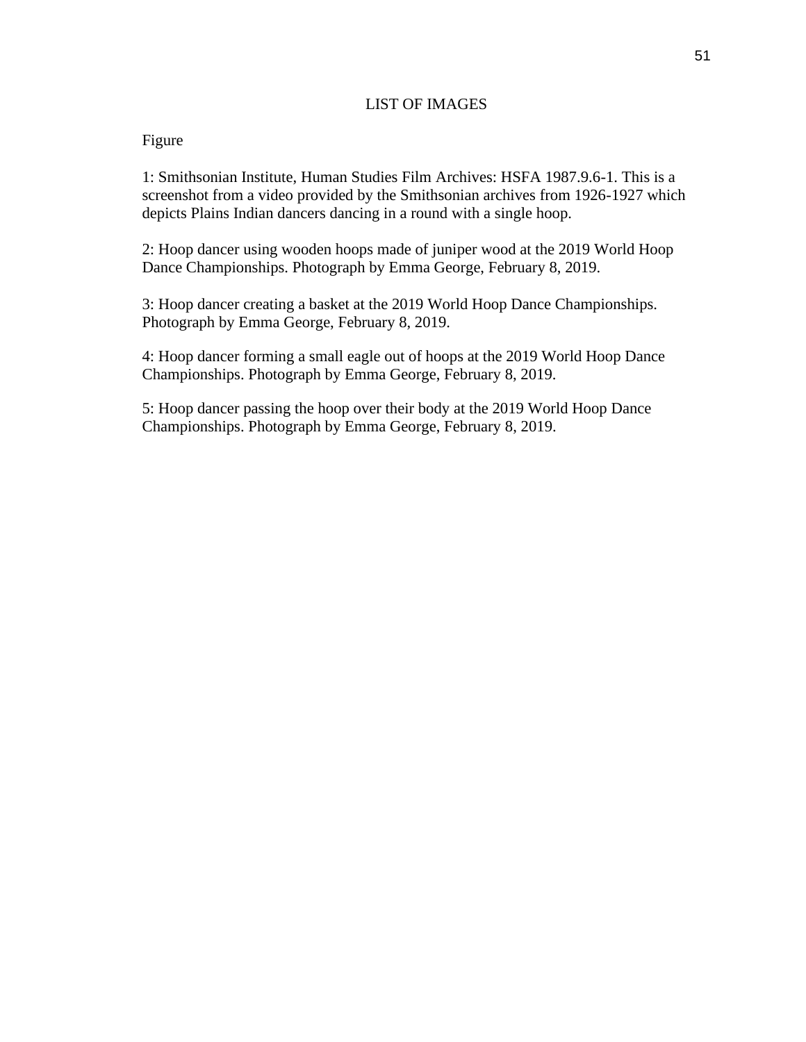# LIST OF IMAGES

Figure

1: Smithsonian Institute, Human Studies Film Archives: HSFA 1987.9.6-1. This is a screenshot from a video provided by the Smithsonian archives from 1926-1927 which depicts Plains Indian dancers dancing in a round with a single hoop.

2: Hoop dancer using wooden hoops made of juniper wood at the 2019 World Hoop Dance Championships. Photograph by Emma George, February 8, 2019.

3: Hoop dancer creating a basket at the 2019 World Hoop Dance Championships. Photograph by Emma George, February 8, 2019.

4: Hoop dancer forming a small eagle out of hoops at the 2019 World Hoop Dance Championships. Photograph by Emma George, February 8, 2019.

5: Hoop dancer passing the hoop over their body at the 2019 World Hoop Dance Championships. Photograph by Emma George, February 8, 2019.